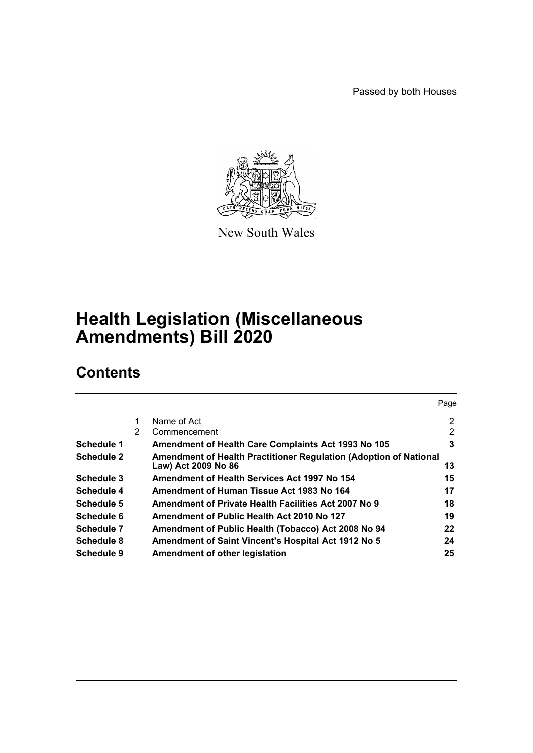Passed by both Houses

New South Wales

# Health Legislation (Miscellaneous Amendments) Bill 2020

## Contents

| | | | Page |
|---|---|---|---|
| | 1 | Name of Act | 2 |
| | 2 | Commencement | 2 |
| **Schedule 1** | | **Amendment of Health Care Complaints Act 1993 No 105** | **3** |
| **Schedule 2** | | **Amendment of Health Practitioner Regulation (Adoption of National Law) Act 2009 No 86** | **13** |
| **Schedule 3** | | **Amendment of Health Services Act 1997 No 154** | **15** |
| **Schedule 4** | | **Amendment of Human Tissue Act 1983 No 164** | **17** |
| **Schedule 5** | | **Amendment of Private Health Facilities Act 2007 No 9** | **18** |
| **Schedule 6** | | **Amendment of Public Health Act 2010 No 127** | **19** |
| **Schedule 7** | | **Amendment of Public Health (Tobacco) Act 2008 No 94** | **22** |
| **Schedule 8** | | **Amendment of Saint Vincent's Hospital Act 1912 No 5** | **24** |
| **Schedule 9** | | **Amendment of other legislation** | **25** |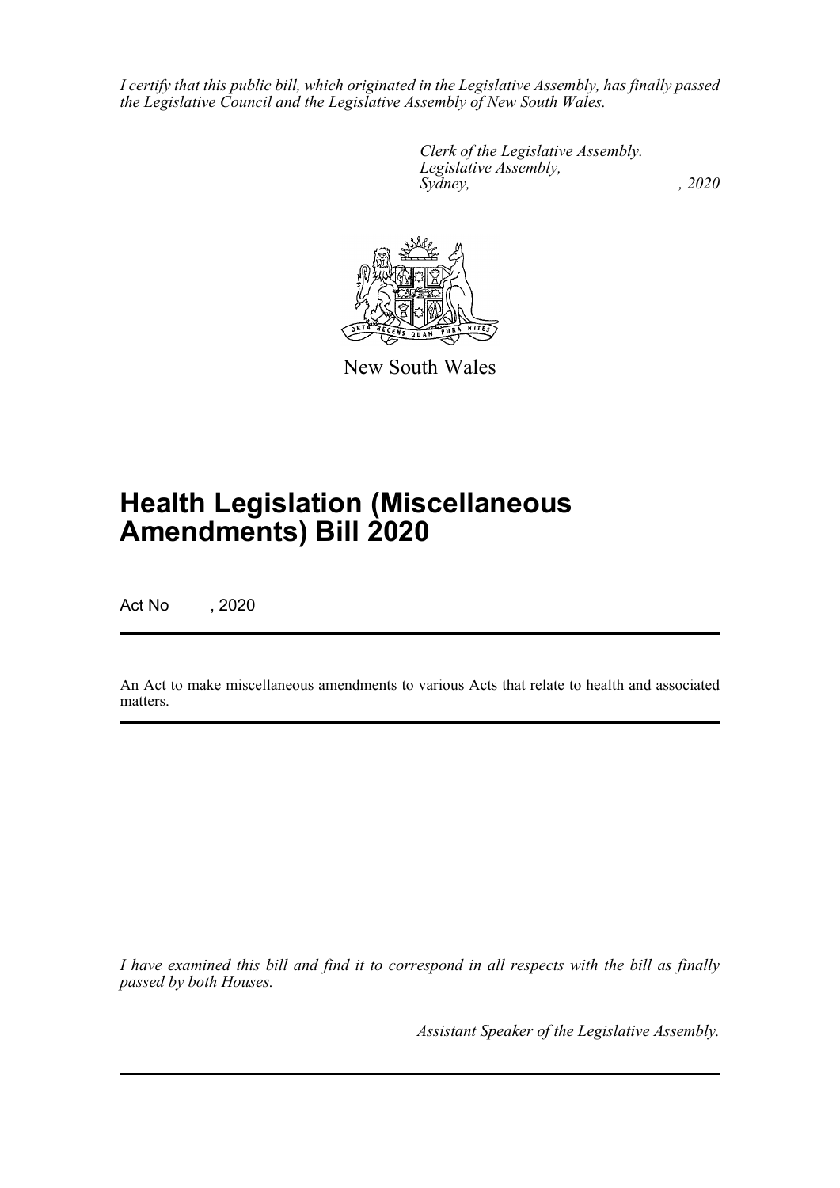*I certify that this public bill, which originated in the Legislative Assembly, has finally passed the Legislative Council and the Legislative Assembly of New South Wales.*

*Clerk of the Legislative Assembly.*
*Legislative Assembly,*
*Sydney, , 2020*

New South Wales

# Health Legislation (Miscellaneous Amendments) Bill 2020

Act No , 2020

An Act to make miscellaneous amendments to various Acts that relate to health and associated matters.

*I have examined this bill and find it to correspond in all respects with the bill as finally passed by both Houses.*

*Assistant Speaker of the Legislative Assembly.*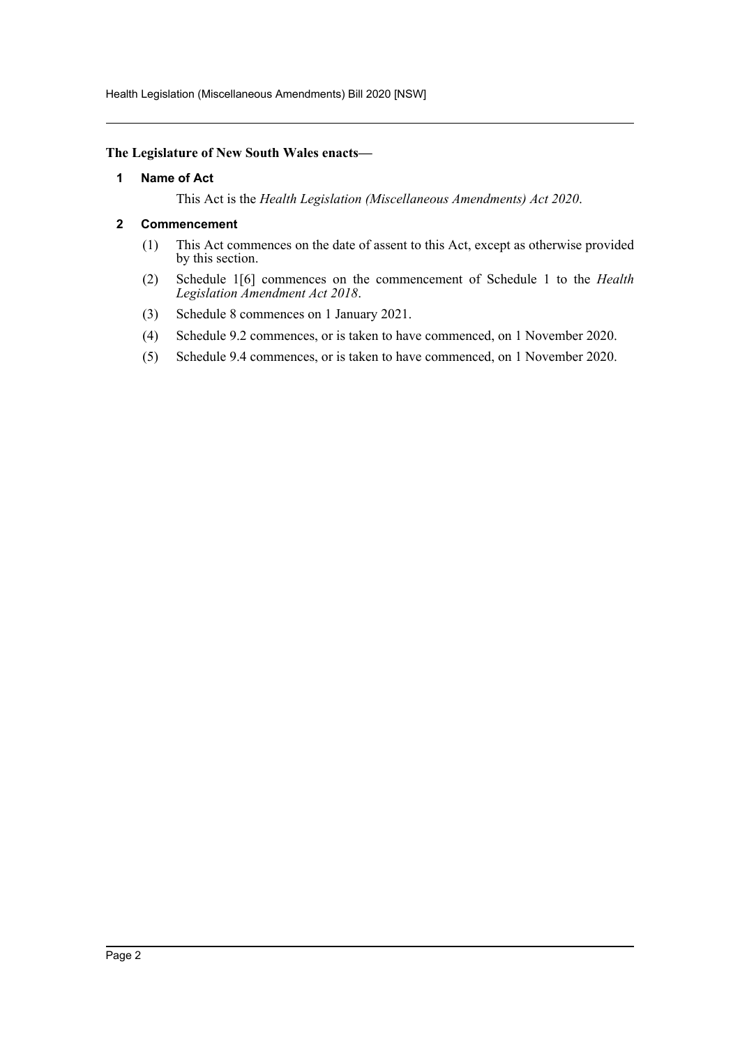**The Legislature of New South Wales enacts—**

### 1 Name of Act

This Act is the *Health Legislation (Miscellaneous Amendments) Act 2020*.

### 2 Commencement

(1) This Act commences on the date of assent to this Act, except as otherwise provided by this section.

(2) Schedule 1[6] commences on the commencement of Schedule 1 to the *Health Legislation Amendment Act 2018*.

(3) Schedule 8 commences on 1 January 2021.

(4) Schedule 9.2 commences, or is taken to have commenced, on 1 November 2020.

(5) Schedule 9.4 commences, or is taken to have commenced, on 1 November 2020.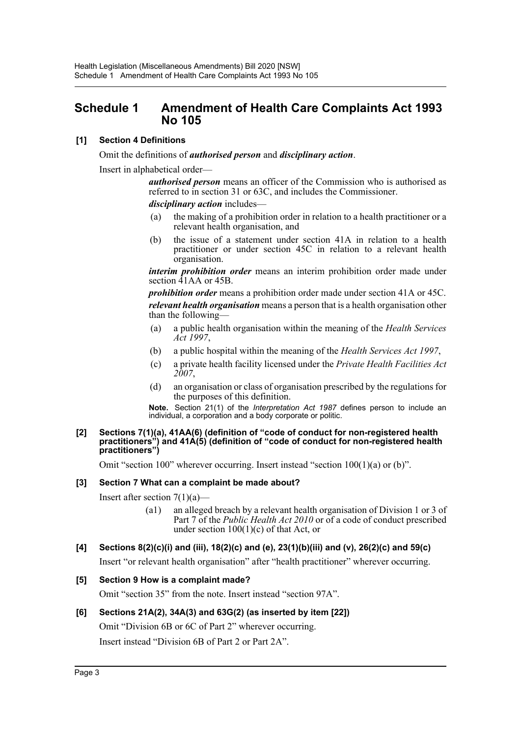# Schedule 1 Amendment of Health Care Complaints Act 1993 No 105

**[1] Section 4 Definitions**

Omit the definitions of ***authorised person*** and ***disciplinary action***.

Insert in alphabetical order—

> ***authorised person*** means an officer of the Commission who is authorised as referred to in section 31 or 63C, and includes the Commissioner.
>
> ***disciplinary action*** includes—
>
> (a) the making of a prohibition order in relation to a health practitioner or a relevant health organisation, and
>
> (b) the issue of a statement under section 41A in relation to a health practitioner or under section 45C in relation to a relevant health organisation.
>
> ***interim prohibition order*** means an interim prohibition order made under section 41AA or 45B.
>
> ***prohibition order*** means a prohibition order made under section 41A or 45C.
>
> ***relevant health organisation*** means a person that is a health organisation other than the following—
>
> (a) a public health organisation within the meaning of the *Health Services Act 1997*,
>
> (b) a public hospital within the meaning of the *Health Services Act 1997*,
>
> (c) a private health facility licensed under the *Private Health Facilities Act 2007*,
>
> (d) an organisation or class of organisation prescribed by the regulations for the purposes of this definition.
>
> **Note.** Section 21(1) of the *Interpretation Act 1987* defines person to include an individual, a corporation and a body corporate or politic.

**[2] Sections 7(1)(a), 41AA(6) (definition of "code of conduct for non-registered health practitioners") and 41A(5) (definition of "code of conduct for non-registered health practitioners")**

Omit "section 100" wherever occurring. Insert instead "section 100(1)(a) or (b)".

**[3] Section 7 What can a complaint be made about?**

Insert after section 7(1)(a)—

> (a1) an alleged breach by a relevant health organisation of Division 1 or 3 of Part 7 of the *Public Health Act 2010* or of a code of conduct prescribed under section 100(1)(c) of that Act, or

**[4] Sections 8(2)(c)(i) and (iii), 18(2)(c) and (e), 23(1)(b)(iii) and (v), 26(2)(c) and 59(c)**

Insert "or relevant health organisation" after "health practitioner" wherever occurring.

**[5] Section 9 How is a complaint made?**

Omit "section 35" from the note. Insert instead "section 97A".

**[6] Sections 21A(2), 34A(3) and 63G(2) (as inserted by item [22])**

Omit "Division 6B or 6C of Part 2" wherever occurring.

Insert instead "Division 6B of Part 2 or Part 2A".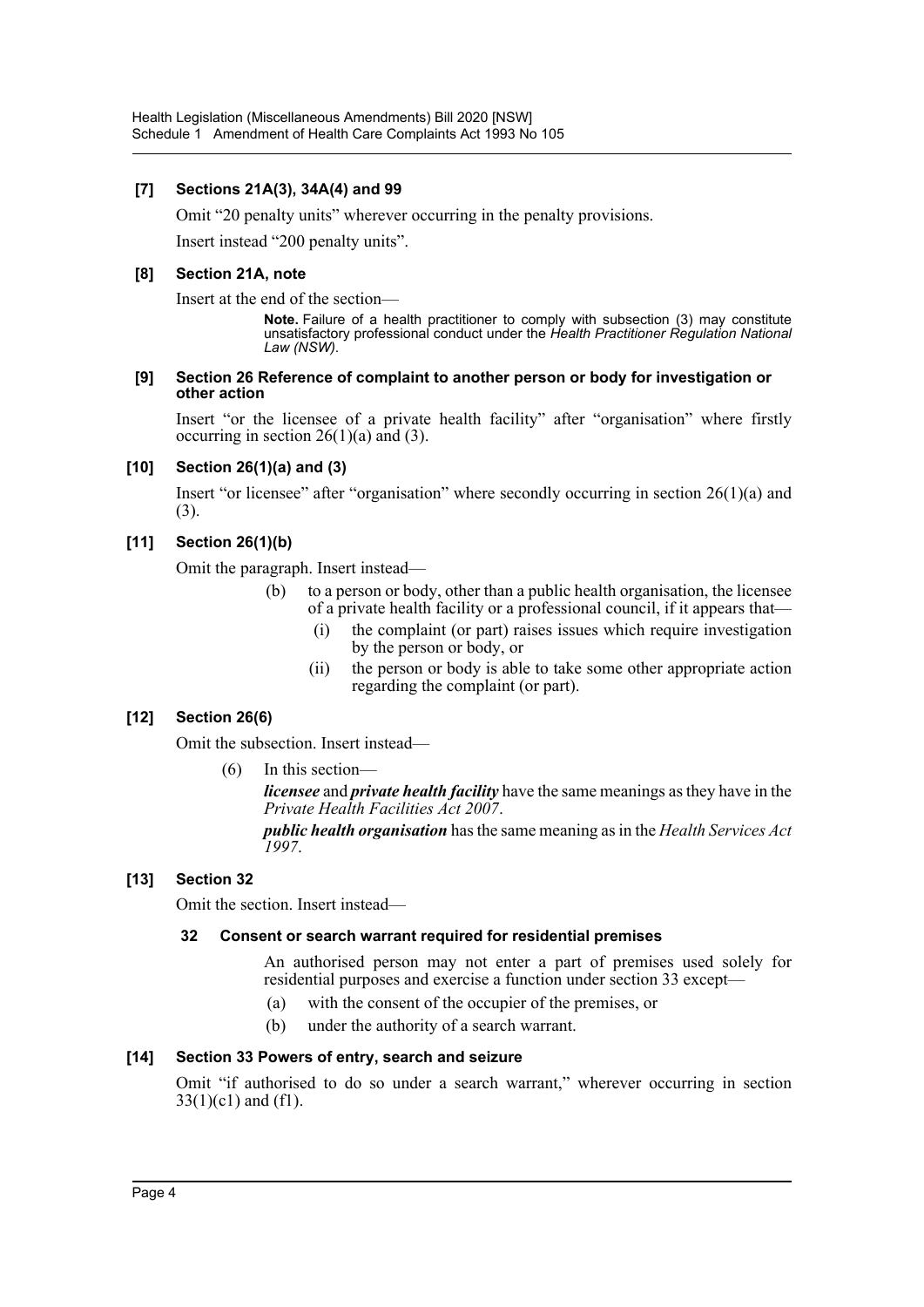### [7] Sections 21A(3), 34A(4) and 99

Omit "20 penalty units" wherever occurring in the penalty provisions.

Insert instead "200 penalty units".

### [8] Section 21A, note

Insert at the end of the section—

> **Note.** Failure of a health practitioner to comply with subsection (3) may constitute unsatisfactory professional conduct under the *Health Practitioner Regulation National Law (NSW)*.

### [9] Section 26 Reference of complaint to another person or body for investigation or other action

Insert "or the licensee of a private health facility" after "organisation" where firstly occurring in section 26(1)(a) and (3).

### [10] Section 26(1)(a) and (3)

Insert "or licensee" after "organisation" where secondly occurring in section 26(1)(a) and (3).

### [11] Section 26(1)(b)

Omit the paragraph. Insert instead—

> (b) to a person or body, other than a public health organisation, the licensee of a private health facility or a professional council, if it appears that—
>
> (i) the complaint (or part) raises issues which require investigation by the person or body, or
>
> (ii) the person or body is able to take some other appropriate action regarding the complaint (or part).

### [12] Section 26(6)

Omit the subsection. Insert instead—

> (6) In this section—
>
> ***licensee*** and ***private health facility*** have the same meanings as they have in the *Private Health Facilities Act 2007*.
>
> ***public health organisation*** has the same meaning as in the *Health Services Act 1997*.

### [13] Section 32

Omit the section. Insert instead—

> **32 Consent or search warrant required for residential premises**
>
> An authorised person may not enter a part of premises used solely for residential purposes and exercise a function under section 33 except—
>
> (a) with the consent of the occupier of the premises, or
>
> (b) under the authority of a search warrant.

### [14] Section 33 Powers of entry, search and seizure

Omit "if authorised to do so under a search warrant," wherever occurring in section 33(1)(c1) and (f1).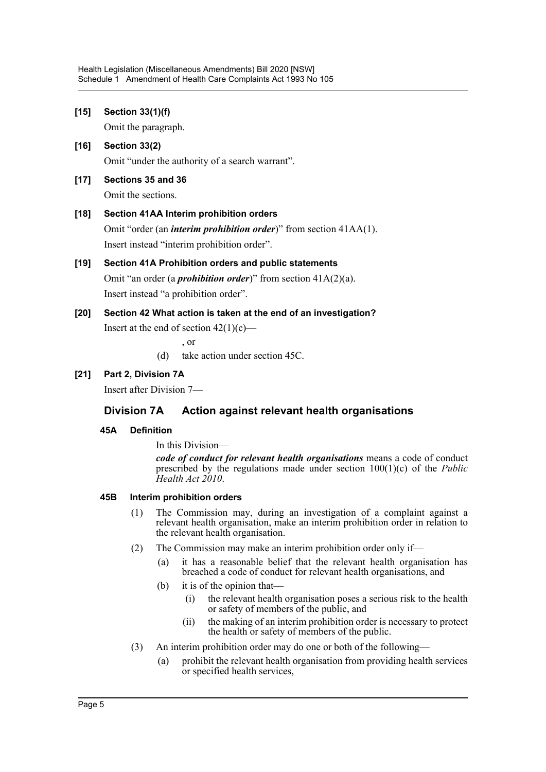**[15] Section 33(1)(f)**

Omit the paragraph.

**[16] Section 33(2)**

Omit "under the authority of a search warrant".

**[17] Sections 35 and 36**

Omit the sections.

**[18] Section 41AA Interim prohibition orders**

Omit "order (an ***interim prohibition order***)" from section 41AA(1).

Insert instead "interim prohibition order".

**[19] Section 41A Prohibition orders and public statements**

Omit "an order (a ***prohibition order***)" from section 41A(2)(a).

Insert instead "a prohibition order".

**[20] Section 42 What action is taken at the end of an investigation?**

Insert at the end of section 42(1)(c)—

, or

(d) take action under section 45C.

**[21] Part 2, Division 7A**

Insert after Division 7—

## Division 7A Action against relevant health organisations

### 45A Definition

In this Division—

***code of conduct for relevant health organisations*** means a code of conduct prescribed by the regulations made under section 100(1)(c) of the *Public Health Act 2010*.

### 45B Interim prohibition orders

(1) The Commission may, during an investigation of a complaint against a relevant health organisation, make an interim prohibition order in relation to the relevant health organisation.

(2) The Commission may make an interim prohibition order only if—

(a) it has a reasonable belief that the relevant health organisation has breached a code of conduct for relevant health organisations, and

(b) it is of the opinion that—

(i) the relevant health organisation poses a serious risk to the health or safety of members of the public, and

(ii) the making of an interim prohibition order is necessary to protect the health or safety of members of the public.

(3) An interim prohibition order may do one or both of the following—

(a) prohibit the relevant health organisation from providing health services or specified health services,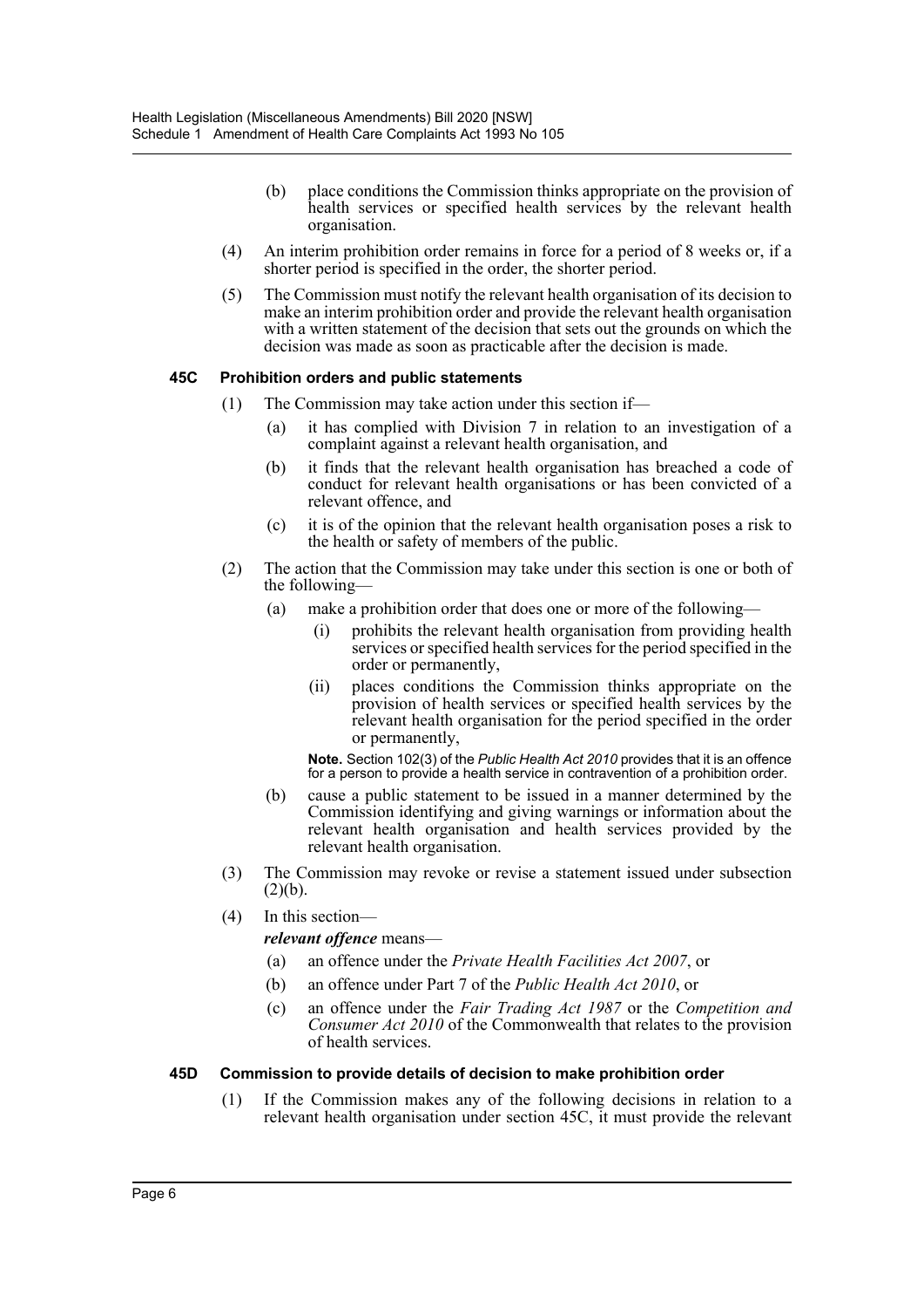(b) place conditions the Commission thinks appropriate on the provision of health services or specified health services by the relevant health organisation.

(4) An interim prohibition order remains in force for a period of 8 weeks or, if a shorter period is specified in the order, the shorter period.

(5) The Commission must notify the relevant health organisation of its decision to make an interim prohibition order and provide the relevant health organisation with a written statement of the decision that sets out the grounds on which the decision was made as soon as practicable after the decision is made.

#### 45C Prohibition orders and public statements

(1) The Commission may take action under this section if—

(a) it has complied with Division 7 in relation to an investigation of a complaint against a relevant health organisation, and

(b) it finds that the relevant health organisation has breached a code of conduct for relevant health organisations or has been convicted of a relevant offence, and

(c) it is of the opinion that the relevant health organisation poses a risk to the health or safety of members of the public.

(2) The action that the Commission may take under this section is one or both of the following—

(a) make a prohibition order that does one or more of the following—

(i) prohibits the relevant health organisation from providing health services or specified health services for the period specified in the order or permanently,

(ii) places conditions the Commission thinks appropriate on the provision of health services or specified health services by the relevant health organisation for the period specified in the order or permanently,

**Note.** Section 102(3) of the *Public Health Act 2010* provides that it is an offence for a person to provide a health service in contravention of a prohibition order.

(b) cause a public statement to be issued in a manner determined by the Commission identifying and giving warnings or information about the relevant health organisation and health services provided by the relevant health organisation.

(3) The Commission may revoke or revise a statement issued under subsection (2)(b).

(4) In this section—

***relevant offence*** means—

(a) an offence under the *Private Health Facilities Act 2007*, or

(b) an offence under Part 7 of the *Public Health Act 2010*, or

(c) an offence under the *Fair Trading Act 1987* or the *Competition and Consumer Act 2010* of the Commonwealth that relates to the provision of health services.

#### 45D Commission to provide details of decision to make prohibition order

(1) If the Commission makes any of the following decisions in relation to a relevant health organisation under section 45C, it must provide the relevant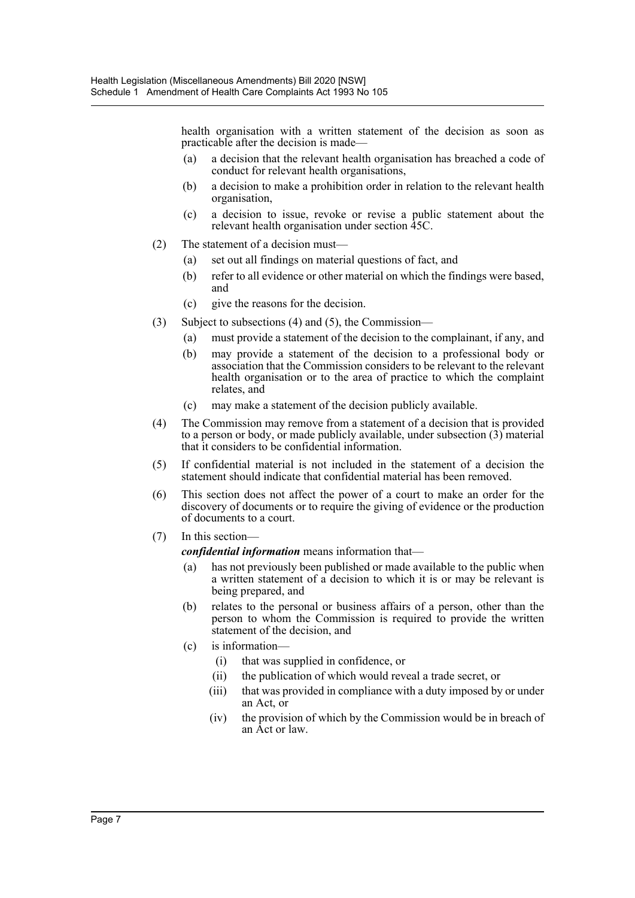health organisation with a written statement of the decision as soon as practicable after the decision is made—

(a) a decision that the relevant health organisation has breached a code of conduct for relevant health organisations,

(b) a decision to make a prohibition order in relation to the relevant health organisation,

(c) a decision to issue, revoke or revise a public statement about the relevant health organisation under section 45C.

(2) The statement of a decision must—

(a) set out all findings on material questions of fact, and

(b) refer to all evidence or other material on which the findings were based, and

(c) give the reasons for the decision.

(3) Subject to subsections (4) and (5), the Commission—

(a) must provide a statement of the decision to the complainant, if any, and

(b) may provide a statement of the decision to a professional body or association that the Commission considers to be relevant to the relevant health organisation or to the area of practice to which the complaint relates, and

(c) may make a statement of the decision publicly available.

(4) The Commission may remove from a statement of a decision that is provided to a person or body, or made publicly available, under subsection (3) material that it considers to be confidential information.

(5) If confidential material is not included in the statement of a decision the statement should indicate that confidential material has been removed.

(6) This section does not affect the power of a court to make an order for the discovery of documents or to require the giving of evidence or the production of documents to a court.

(7) In this section—

***confidential information*** means information that—

(a) has not previously been published or made available to the public when a written statement of a decision to which it is or may be relevant is being prepared, and

(b) relates to the personal or business affairs of a person, other than the person to whom the Commission is required to provide the written statement of the decision, and

(c) is information—

(i) that was supplied in confidence, or

(ii) the publication of which would reveal a trade secret, or

(iii) that was provided in compliance with a duty imposed by or under an Act, or

(iv) the provision of which by the Commission would be in breach of an Act or law.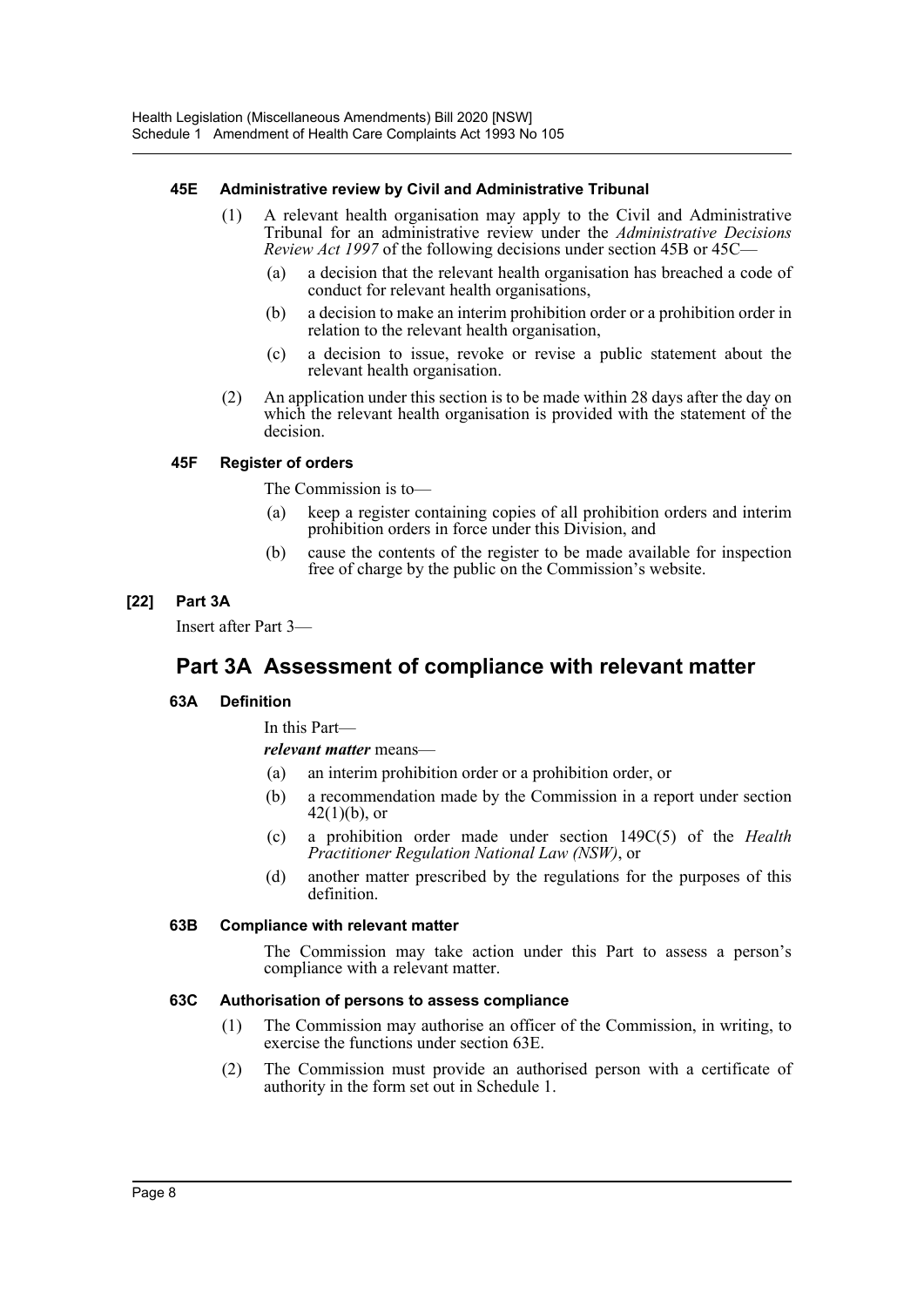#### 45E Administrative review by Civil and Administrative Tribunal

(1) A relevant health organisation may apply to the Civil and Administrative Tribunal for an administrative review under the *Administrative Decisions Review Act 1997* of the following decisions under section 45B or 45C—

(a) a decision that the relevant health organisation has breached a code of conduct for relevant health organisations,

(b) a decision to make an interim prohibition order or a prohibition order in relation to the relevant health organisation,

(c) a decision to issue, revoke or revise a public statement about the relevant health organisation.

(2) An application under this section is to be made within 28 days after the day on which the relevant health organisation is provided with the statement of the decision.

#### 45F Register of orders

The Commission is to—

(a) keep a register containing copies of all prohibition orders and interim prohibition orders in force under this Division, and

(b) cause the contents of the register to be made available for inspection free of charge by the public on the Commission's website.

### [22] Part 3A

Insert after Part 3—

## Part 3A Assessment of compliance with relevant matter

#### 63A Definition

In this Part—

***relevant matter*** means—

(a) an interim prohibition order or a prohibition order, or

(b) a recommendation made by the Commission in a report under section 42(1)(b), or

(c) a prohibition order made under section 149C(5) of the *Health Practitioner Regulation National Law (NSW)*, or

(d) another matter prescribed by the regulations for the purposes of this definition.

#### 63B Compliance with relevant matter

The Commission may take action under this Part to assess a person's compliance with a relevant matter.

#### 63C Authorisation of persons to assess compliance

(1) The Commission may authorise an officer of the Commission, in writing, to exercise the functions under section 63E.

(2) The Commission must provide an authorised person with a certificate of authority in the form set out in Schedule 1.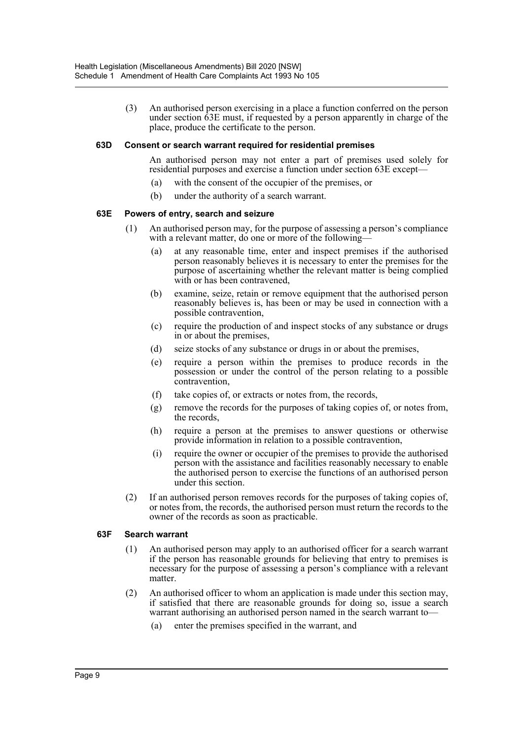(3) An authorised person exercising in a place a function conferred on the person under section 63E must, if requested by a person apparently in charge of the place, produce the certificate to the person.

### 63D Consent or search warrant required for residential premises

An authorised person may not enter a part of premises used solely for residential purposes and exercise a function under section 63E except—

(a) with the consent of the occupier of the premises, or

(b) under the authority of a search warrant.

### 63E Powers of entry, search and seizure

(1) An authorised person may, for the purpose of assessing a person's compliance with a relevant matter, do one or more of the following—

(a) at any reasonable time, enter and inspect premises if the authorised person reasonably believes it is necessary to enter the premises for the purpose of ascertaining whether the relevant matter is being complied with or has been contravened,

(b) examine, seize, retain or remove equipment that the authorised person reasonably believes is, has been or may be used in connection with a possible contravention,

(c) require the production of and inspect stocks of any substance or drugs in or about the premises,

(d) seize stocks of any substance or drugs in or about the premises,

(e) require a person within the premises to produce records in the possession or under the control of the person relating to a possible contravention,

(f) take copies of, or extracts or notes from, the records,

(g) remove the records for the purposes of taking copies of, or notes from, the records,

(h) require a person at the premises to answer questions or otherwise provide information in relation to a possible contravention,

(i) require the owner or occupier of the premises to provide the authorised person with the assistance and facilities reasonably necessary to enable the authorised person to exercise the functions of an authorised person under this section.

(2) If an authorised person removes records for the purposes of taking copies of, or notes from, the records, the authorised person must return the records to the owner of the records as soon as practicable.

### 63F Search warrant

(1) An authorised person may apply to an authorised officer for a search warrant if the person has reasonable grounds for believing that entry to premises is necessary for the purpose of assessing a person's compliance with a relevant matter.

(2) An authorised officer to whom an application is made under this section may, if satisfied that there are reasonable grounds for doing so, issue a search warrant authorising an authorised person named in the search warrant to—

(a) enter the premises specified in the warrant, and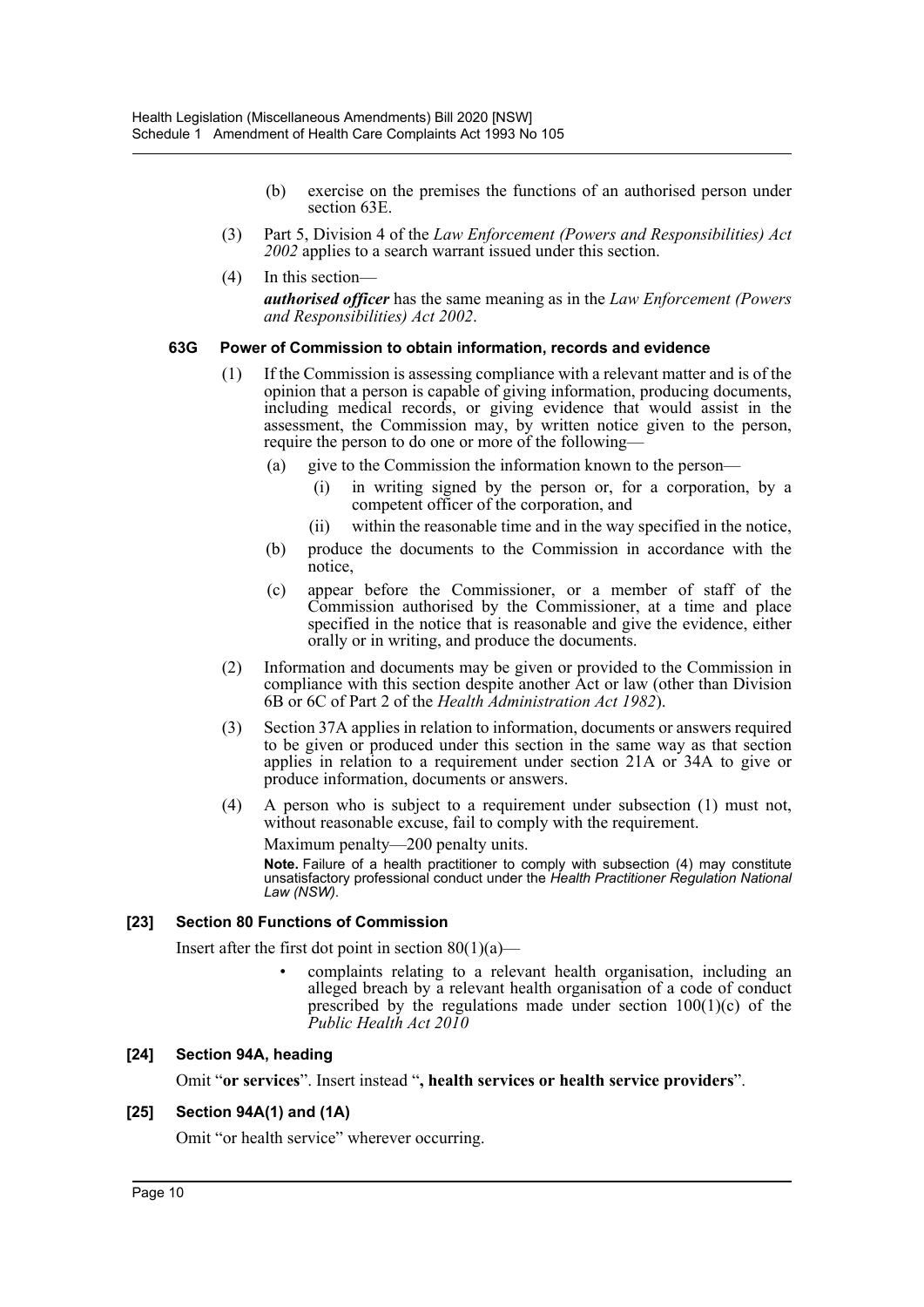(b) exercise on the premises the functions of an authorised person under section 63E.

(3) Part 5, Division 4 of the *Law Enforcement (Powers and Responsibilities) Act 2002* applies to a search warrant issued under this section.

(4) In this section—

***authorised officer*** has the same meaning as in the *Law Enforcement (Powers and Responsibilities) Act 2002*.

#### 63G Power of Commission to obtain information, records and evidence

(1) If the Commission is assessing compliance with a relevant matter and is of the opinion that a person is capable of giving information, producing documents, including medical records, or giving evidence that would assist in the assessment, the Commission may, by written notice given to the person, require the person to do one or more of the following—

(a) give to the Commission the information known to the person—

(i) in writing signed by the person or, for a corporation, by a competent officer of the corporation, and

(ii) within the reasonable time and in the way specified in the notice,

(b) produce the documents to the Commission in accordance with the notice,

(c) appear before the Commissioner, or a member of staff of the Commission authorised by the Commissioner, at a time and place specified in the notice that is reasonable and give the evidence, either orally or in writing, and produce the documents.

(2) Information and documents may be given or provided to the Commission in compliance with this section despite another Act or law (other than Division 6B or 6C of Part 2 of the *Health Administration Act 1982*).

(3) Section 37A applies in relation to information, documents or answers required to be given or produced under this section in the same way as that section applies in relation to a requirement under section 21A or 34A to give or produce information, documents or answers.

(4) A person who is subject to a requirement under subsection (1) must not, without reasonable excuse, fail to comply with the requirement.

Maximum penalty—200 penalty units.

**Note.** Failure of a health practitioner to comply with subsection (4) may constitute unsatisfactory professional conduct under the *Health Practitioner Regulation National Law (NSW)*.

### [23] Section 80 Functions of Commission

Insert after the first dot point in section 80(1)(a)—

- complaints relating to a relevant health organisation, including an alleged breach by a relevant health organisation of a code of conduct prescribed by the regulations made under section 100(1)(c) of the *Public Health Act 2010*

### [24] Section 94A, heading

Omit "**or services**". Insert instead "**, health services or health service providers**".

### [25] Section 94A(1) and (1A)

Omit "or health service" wherever occurring.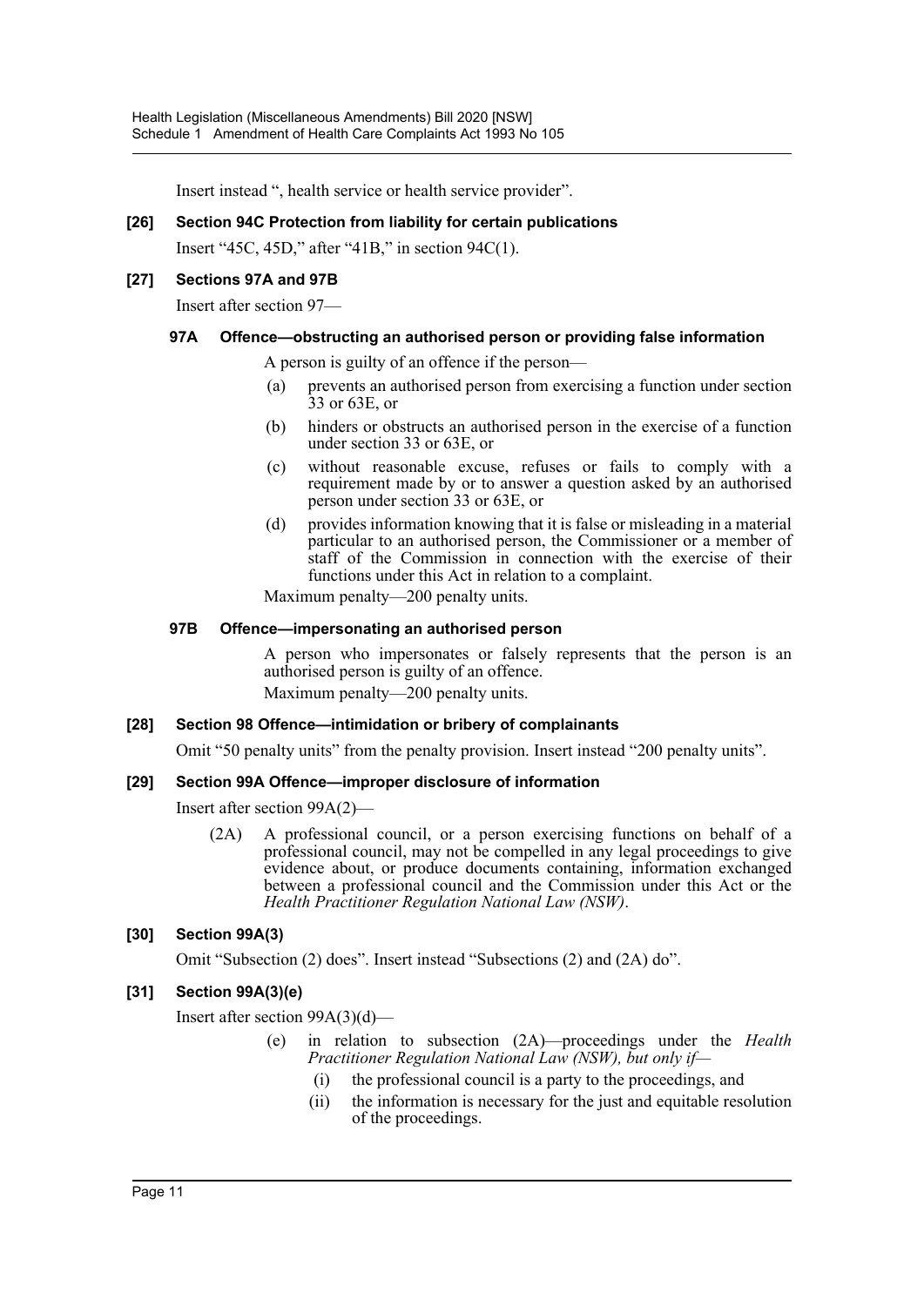Insert instead ", health service or health service provider".

### [26] Section 94C Protection from liability for certain publications

Insert "45C, 45D," after "41B," in section 94C(1).

### [27] Sections 97A and 97B

Insert after section 97—

#### 97A Offence—obstructing an authorised person or providing false information

A person is guilty of an offence if the person—

- (a) prevents an authorised person from exercising a function under section 33 or 63E, or
- (b) hinders or obstructs an authorised person in the exercise of a function under section 33 or 63E, or
- (c) without reasonable excuse, refuses or fails to comply with a requirement made by or to answer a question asked by an authorised person under section 33 or 63E, or
- (d) provides information knowing that it is false or misleading in a material particular to an authorised person, the Commissioner or a member of staff of the Commission in connection with the exercise of their functions under this Act in relation to a complaint.

Maximum penalty—200 penalty units.

#### 97B Offence—impersonating an authorised person

A person who impersonates or falsely represents that the person is an authorised person is guilty of an offence.

Maximum penalty—200 penalty units.

### [28] Section 98 Offence—intimidation or bribery of complainants

Omit "50 penalty units" from the penalty provision. Insert instead "200 penalty units".

### [29] Section 99A Offence—improper disclosure of information

Insert after section 99A(2)—

(2A) A professional council, or a person exercising functions on behalf of a professional council, may not be compelled in any legal proceedings to give evidence about, or produce documents containing, information exchanged between a professional council and the Commission under this Act or the *Health Practitioner Regulation National Law (NSW)*.

### [30] Section 99A(3)

Omit "Subsection (2) does". Insert instead "Subsections (2) and (2A) do".

### [31] Section 99A(3)(e)

Insert after section 99A(3)(d)—

- (e) in relation to subsection (2A)—proceedings under the *Health Practitioner Regulation National Law (NSW), but only if—*
  - (i) the professional council is a party to the proceedings, and
  - (ii) the information is necessary for the just and equitable resolution of the proceedings.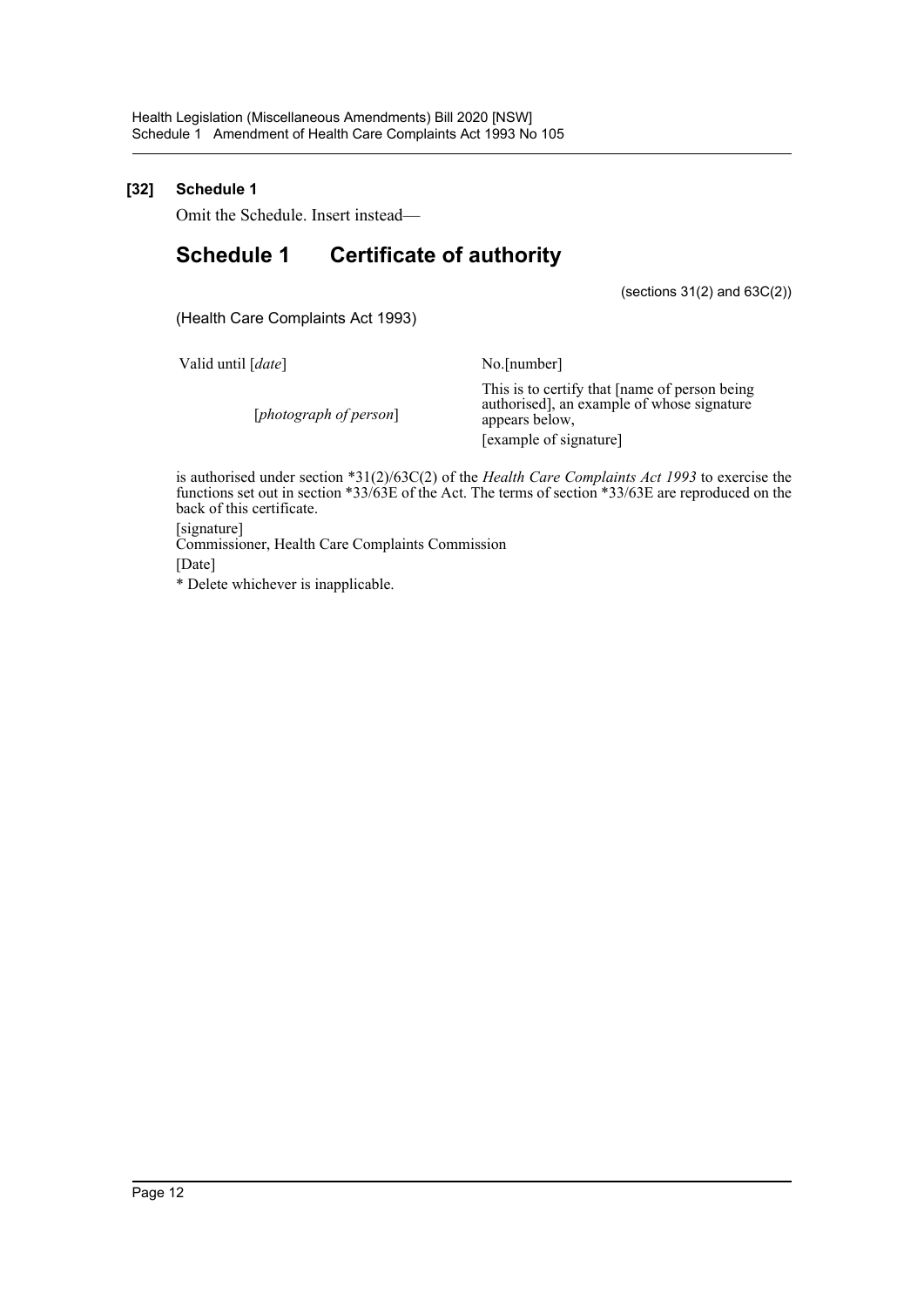**[32] Schedule 1**

Omit the Schedule. Insert instead—

# Schedule 1 Certificate of authority

(sections 31(2) and 63C(2))

(Health Care Complaints Act 1993)

| | |
|---|---|
| Valid until [*date*] | No.[number] |
| [*photograph of person*] | This is to certify that [name of person being authorised], an example of whose signature appears below, |
| | [example of signature] |

is authorised under section *31(2)/63C(2) of the *Health Care Complaints Act 1993* to exercise the functions set out in section *33/63E of the Act. The terms of section *33/63E are reproduced on the back of this certificate.

[signature]

Commissioner, Health Care Complaints Commission

[Date]

* Delete whichever is inapplicable.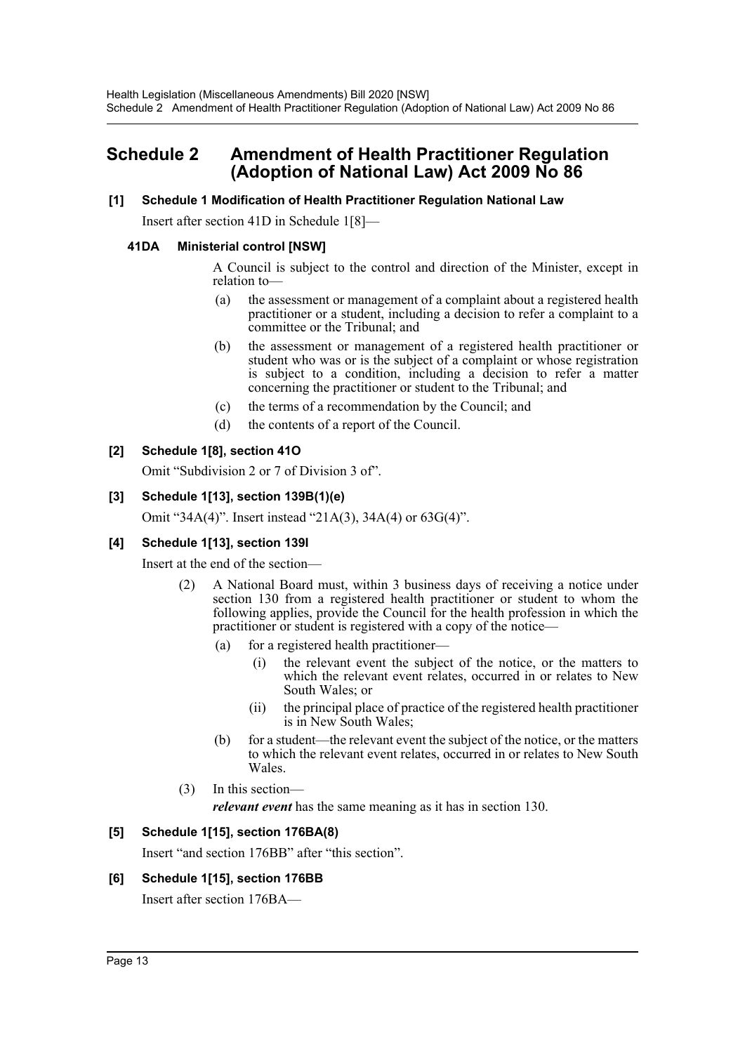# Schedule 2 Amendment of Health Practitioner Regulation (Adoption of National Law) Act 2009 No 86

**[1] Schedule 1 Modification of Health Practitioner Regulation National Law**

Insert after section 41D in Schedule 1[8]—

**41DA Ministerial control [NSW]**

A Council is subject to the control and direction of the Minister, except in relation to—

(a) the assessment or management of a complaint about a registered health practitioner or a student, including a decision to refer a complaint to a committee or the Tribunal; and

(b) the assessment or management of a registered health practitioner or student who was or is the subject of a complaint or whose registration is subject to a condition, including a decision to refer a matter concerning the practitioner or student to the Tribunal; and

(c) the terms of a recommendation by the Council; and

(d) the contents of a report of the Council.

**[2] Schedule 1[8], section 41O**

Omit "Subdivision 2 or 7 of Division 3 of".

**[3] Schedule 1[13], section 139B(1)(e)**

Omit "34A(4)". Insert instead "21A(3), 34A(4) or 63G(4)".

**[4] Schedule 1[13], section 139I**

Insert at the end of the section—

(2) A National Board must, within 3 business days of receiving a notice under section 130 from a registered health practitioner or student to whom the following applies, provide the Council for the health profession in which the practitioner or student is registered with a copy of the notice—

(a) for a registered health practitioner—

(i) the relevant event the subject of the notice, or the matters to which the relevant event relates, occurred in or relates to New South Wales; or

(ii) the principal place of practice of the registered health practitioner is in New South Wales;

(b) for a student—the relevant event the subject of the notice, or the matters to which the relevant event relates, occurred in or relates to New South Wales.

(3) In this section—

***relevant event*** has the same meaning as it has in section 130.

**[5] Schedule 1[15], section 176BA(8)**

Insert "and section 176BB" after "this section".

**[6] Schedule 1[15], section 176BB**

Insert after section 176BA—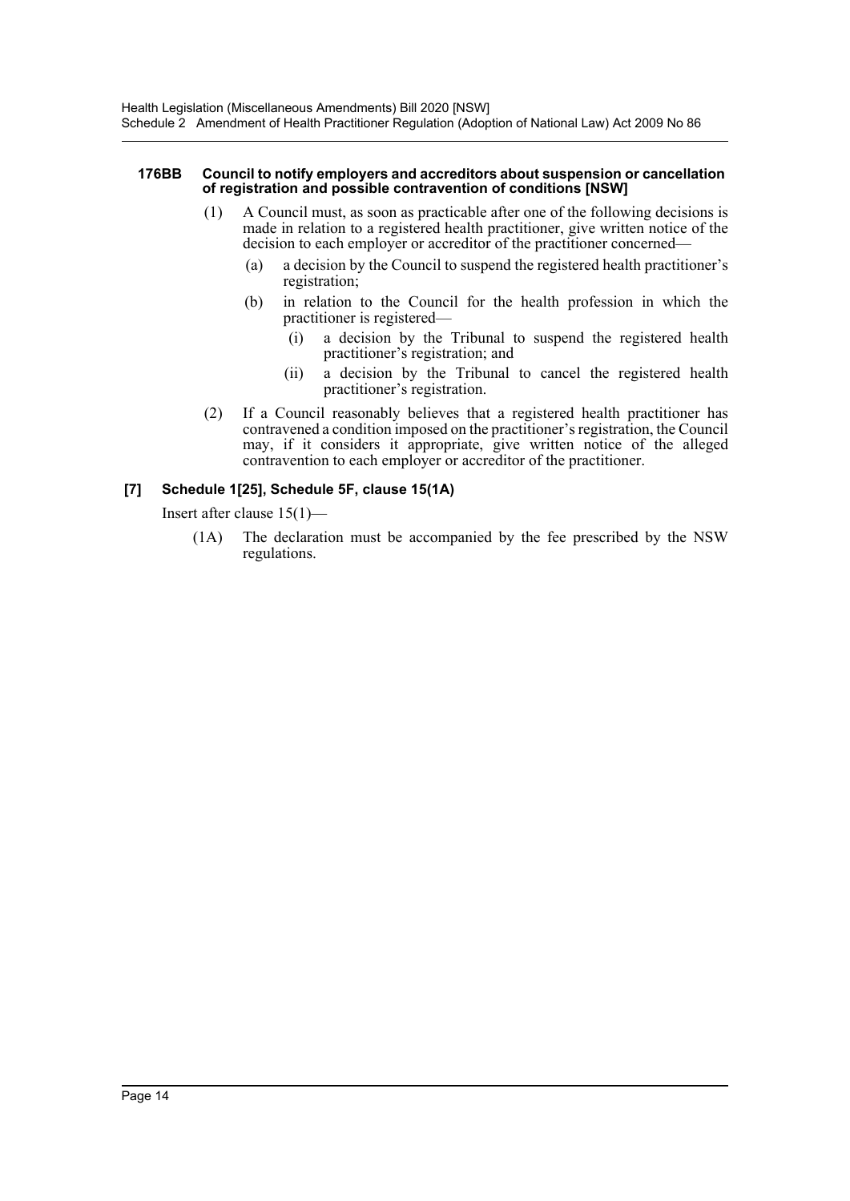**176BB Council to notify employers and accreditors about suspension or cancellation of registration and possible contravention of conditions [NSW]**

(1) A Council must, as soon as practicable after one of the following decisions is made in relation to a registered health practitioner, give written notice of the decision to each employer or accreditor of the practitioner concerned—

(a) a decision by the Council to suspend the registered health practitioner's registration;

(b) in relation to the Council for the health profession in which the practitioner is registered—

(i) a decision by the Tribunal to suspend the registered health practitioner's registration; and

(ii) a decision by the Tribunal to cancel the registered health practitioner's registration.

(2) If a Council reasonably believes that a registered health practitioner has contravened a condition imposed on the practitioner's registration, the Council may, if it considers it appropriate, give written notice of the alleged contravention to each employer or accreditor of the practitioner.

**[7] Schedule 1[25], Schedule 5F, clause 15(1A)**

Insert after clause 15(1)—

(1A) The declaration must be accompanied by the fee prescribed by the NSW regulations.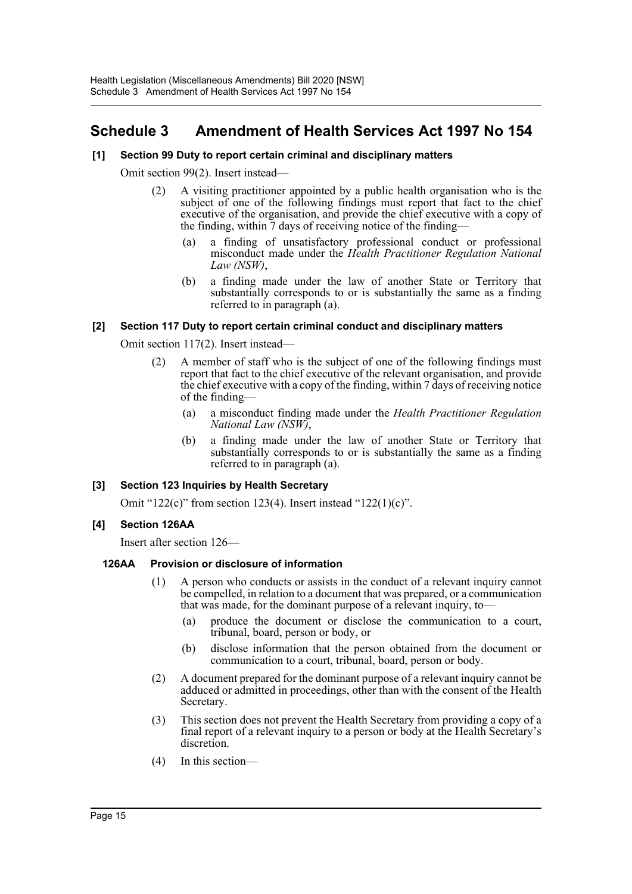# Schedule 3 Amendment of Health Services Act 1997 No 154

### [1] Section 99 Duty to report certain criminal and disciplinary matters

Omit section 99(2). Insert instead—

> (2) A visiting practitioner appointed by a public health organisation who is the subject of one of the following findings must report that fact to the chief executive of the organisation, and provide the chief executive with a copy of the finding, within 7 days of receiving notice of the finding—
>
> (a) a finding of unsatisfactory professional conduct or professional misconduct made under the *Health Practitioner Regulation National Law (NSW)*,
>
> (b) a finding made under the law of another State or Territory that substantially corresponds to or is substantially the same as a finding referred to in paragraph (a).

### [2] Section 117 Duty to report certain criminal conduct and disciplinary matters

Omit section 117(2). Insert instead—

> (2) A member of staff who is the subject of one of the following findings must report that fact to the chief executive of the relevant organisation, and provide the chief executive with a copy of the finding, within 7 days of receiving notice of the finding—
>
> (a) a misconduct finding made under the *Health Practitioner Regulation National Law (NSW)*,
>
> (b) a finding made under the law of another State or Territory that substantially corresponds to or is substantially the same as a finding referred to in paragraph (a).

### [3] Section 123 Inquiries by Health Secretary

Omit "122(c)" from section 123(4). Insert instead "122(1)(c)".

### [4] Section 126AA

Insert after section 126—

#### 126AA Provision or disclosure of information

> (1) A person who conducts or assists in the conduct of a relevant inquiry cannot be compelled, in relation to a document that was prepared, or a communication that was made, for the dominant purpose of a relevant inquiry, to—
>
> (a) produce the document or disclose the communication to a court, tribunal, board, person or body, or
>
> (b) disclose information that the person obtained from the document or communication to a court, tribunal, board, person or body.
>
> (2) A document prepared for the dominant purpose of a relevant inquiry cannot be adduced or admitted in proceedings, other than with the consent of the Health Secretary.
>
> (3) This section does not prevent the Health Secretary from providing a copy of a final report of a relevant inquiry to a person or body at the Health Secretary's discretion.
>
> (4) In this section—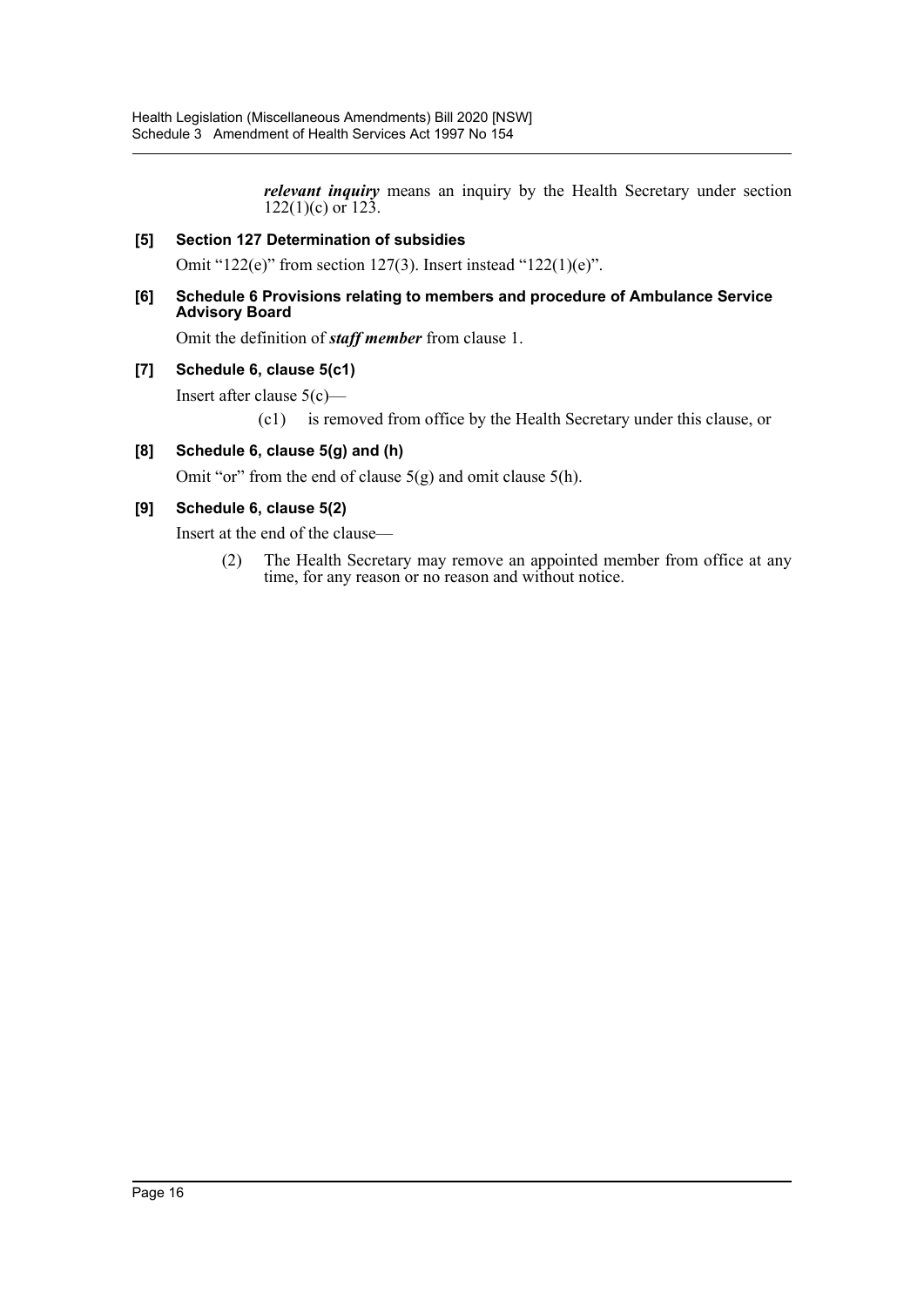***relevant inquiry*** means an inquiry by the Health Secretary under section 122(1)(c) or 123.

**[5] Section 127 Determination of subsidies**

Omit "122(e)" from section 127(3). Insert instead "122(1)(e)".

**[6] Schedule 6 Provisions relating to members and procedure of Ambulance Service Advisory Board**

Omit the definition of ***staff member*** from clause 1.

**[7] Schedule 6, clause 5(c1)**

Insert after clause 5(c)—

(c1) is removed from office by the Health Secretary under this clause, or

**[8] Schedule 6, clause 5(g) and (h)**

Omit "or" from the end of clause 5(g) and omit clause 5(h).

**[9] Schedule 6, clause 5(2)**

Insert at the end of the clause—

(2) The Health Secretary may remove an appointed member from office at any time, for any reason or no reason and without notice.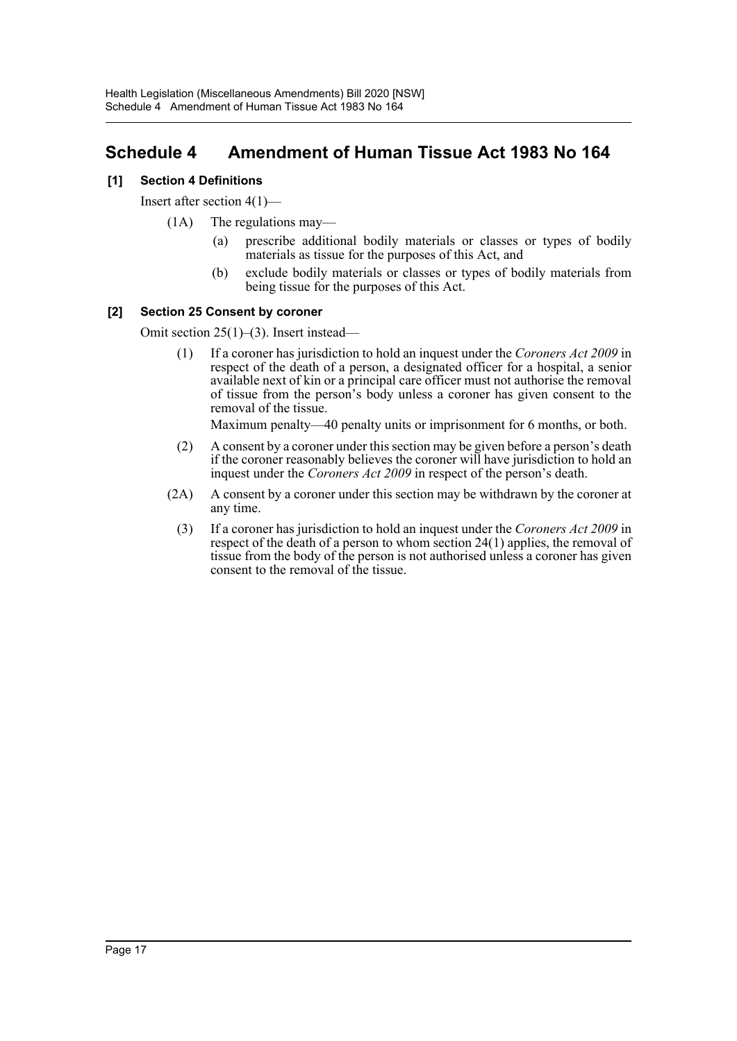# Schedule 4 Amendment of Human Tissue Act 1983 No 164

**[1] Section 4 Definitions**

Insert after section 4(1)—

(1A) The regulations may—

(a) prescribe additional bodily materials or classes or types of bodily materials as tissue for the purposes of this Act, and

(b) exclude bodily materials or classes or types of bodily materials from being tissue for the purposes of this Act.

**[2] Section 25 Consent by coroner**

Omit section 25(1)–(3). Insert instead—

(1) If a coroner has jurisdiction to hold an inquest under the *Coroners Act 2009* in respect of the death of a person, a designated officer for a hospital, a senior available next of kin or a principal care officer must not authorise the removal of tissue from the person's body unless a coroner has given consent to the removal of the tissue.

Maximum penalty—40 penalty units or imprisonment for 6 months, or both.

(2) A consent by a coroner under this section may be given before a person's death if the coroner reasonably believes the coroner will have jurisdiction to hold an inquest under the *Coroners Act 2009* in respect of the person's death.

(2A) A consent by a coroner under this section may be withdrawn by the coroner at any time.

(3) If a coroner has jurisdiction to hold an inquest under the *Coroners Act 2009* in respect of the death of a person to whom section 24(1) applies, the removal of tissue from the body of the person is not authorised unless a coroner has given consent to the removal of the tissue.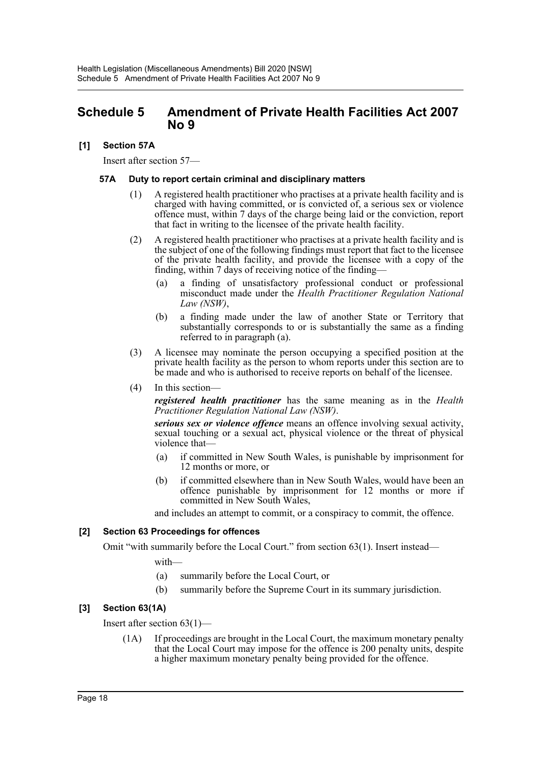# Schedule 5 Amendment of Private Health Facilities Act 2007 No 9

**[1] Section 57A**

Insert after section 57—

**57A Duty to report certain criminal and disciplinary matters**

(1) A registered health practitioner who practises at a private health facility and is charged with having committed, or is convicted of, a serious sex or violence offence must, within 7 days of the charge being laid or the conviction, report that fact in writing to the licensee of the private health facility.

(2) A registered health practitioner who practises at a private health facility and is the subject of one of the following findings must report that fact to the licensee of the private health facility, and provide the licensee with a copy of the finding, within 7 days of receiving notice of the finding—

(a) a finding of unsatisfactory professional conduct or professional misconduct made under the *Health Practitioner Regulation National Law (NSW)*,

(b) a finding made under the law of another State or Territory that substantially corresponds to or is substantially the same as a finding referred to in paragraph (a).

(3) A licensee may nominate the person occupying a specified position at the private health facility as the person to whom reports under this section are to be made and who is authorised to receive reports on behalf of the licensee.

(4) In this section—

***registered health practitioner*** has the same meaning as in the *Health Practitioner Regulation National Law (NSW)*.

***serious sex or violence offence*** means an offence involving sexual activity, sexual touching or a sexual act, physical violence or the threat of physical violence that—

(a) if committed in New South Wales, is punishable by imprisonment for 12 months or more, or

(b) if committed elsewhere than in New South Wales, would have been an offence punishable by imprisonment for 12 months or more if committed in New South Wales,

and includes an attempt to commit, or a conspiracy to commit, the offence.

**[2] Section 63 Proceedings for offences**

Omit "with summarily before the Local Court." from section 63(1). Insert instead—

with—

(a) summarily before the Local Court, or

(b) summarily before the Supreme Court in its summary jurisdiction.

**[3] Section 63(1A)**

Insert after section 63(1)—

(1A) If proceedings are brought in the Local Court, the maximum monetary penalty that the Local Court may impose for the offence is 200 penalty units, despite a higher maximum monetary penalty being provided for the offence.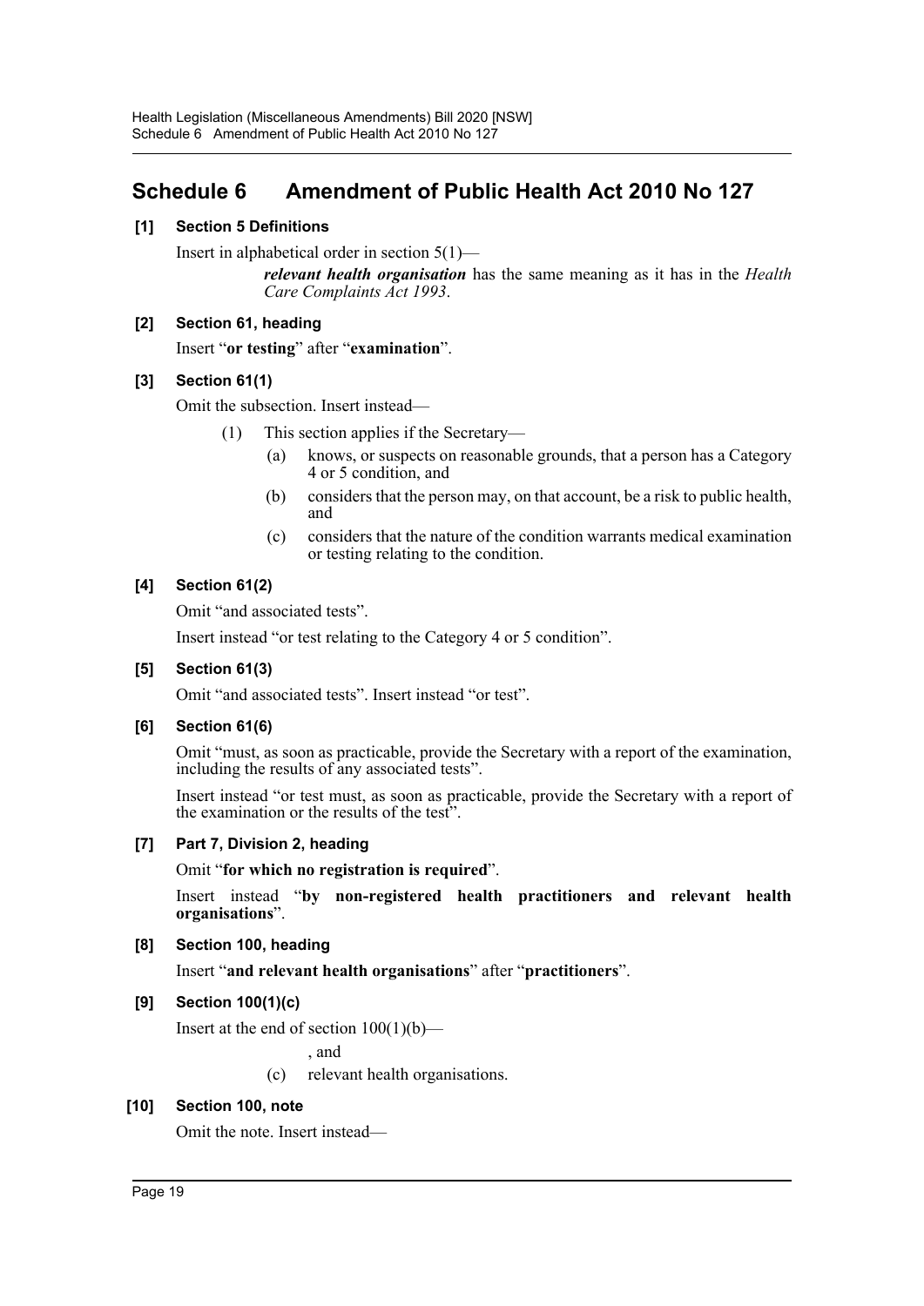## Schedule 6 Amendment of Public Health Act 2010 No 127

### [1] Section 5 Definitions

Insert in alphabetical order in section 5(1)—

> ***relevant health organisation*** has the same meaning as it has in the *Health Care Complaints Act 1993*.

### [2] Section 61, heading

Insert "**or testing**" after "**examination**".

### [3] Section 61(1)

Omit the subsection. Insert instead—

> (1) This section applies if the Secretary—
>
> (a) knows, or suspects on reasonable grounds, that a person has a Category 4 or 5 condition, and
>
> (b) considers that the person may, on that account, be a risk to public health, and
>
> (c) considers that the nature of the condition warrants medical examination or testing relating to the condition.

### [4] Section 61(2)

Omit "and associated tests".

Insert instead "or test relating to the Category 4 or 5 condition".

### [5] Section 61(3)

Omit "and associated tests". Insert instead "or test".

### [6] Section 61(6)

Omit "must, as soon as practicable, provide the Secretary with a report of the examination, including the results of any associated tests".

Insert instead "or test must, as soon as practicable, provide the Secretary with a report of the examination or the results of the test".

### [7] Part 7, Division 2, heading

Omit "**for which no registration is required**".

Insert instead "**by non-registered health practitioners and relevant health organisations**".

### [8] Section 100, heading

Insert "**and relevant health organisations**" after "**practitioners**".

### [9] Section 100(1)(c)

Insert at the end of section 100(1)(b)—

> , and
>
> (c) relevant health organisations.

### [10] Section 100, note

Omit the note. Insert instead—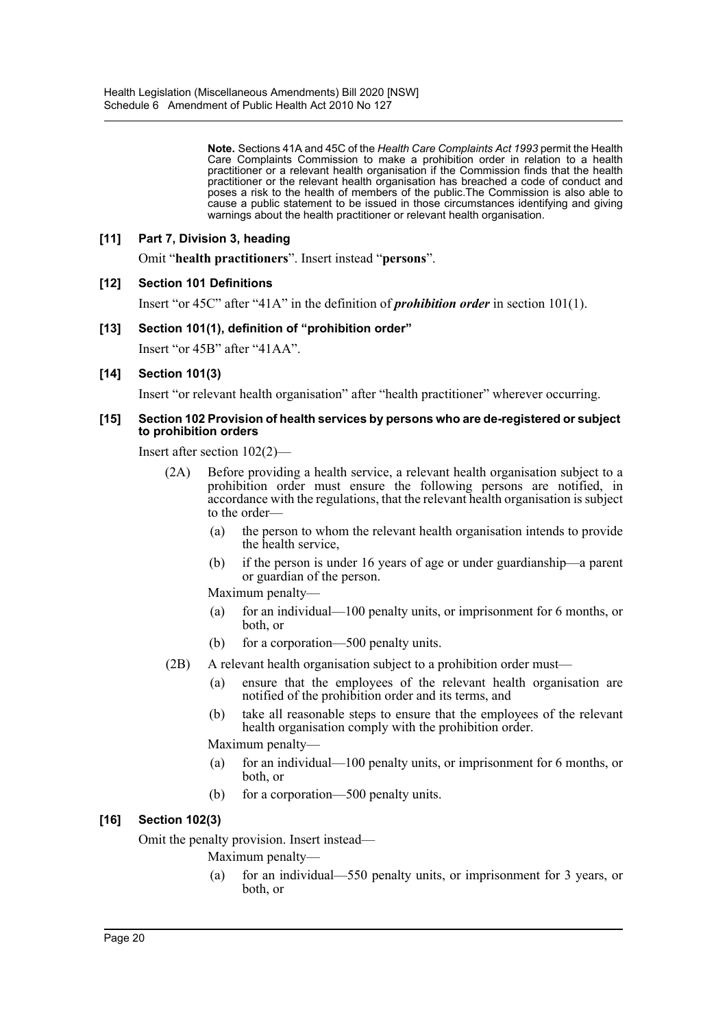**Note.** Sections 41A and 45C of the *Health Care Complaints Act 1993* permit the Health Care Complaints Commission to make a prohibition order in relation to a health practitioner or a relevant health organisation if the Commission finds that the health practitioner or the relevant health organisation has breached a code of conduct and poses a risk to the health of members of the public.The Commission is also able to cause a public statement to be issued in those circumstances identifying and giving warnings about the health practitioner or relevant health organisation.

### [11] Part 7, Division 3, heading

Omit "**health practitioners**". Insert instead "**persons**".

### [12] Section 101 Definitions

Insert "or 45C" after "41A" in the definition of ***prohibition order*** in section 101(1).

### [13] Section 101(1), definition of "prohibition order"

Insert "or 45B" after "41AA".

### [14] Section 101(3)

Insert "or relevant health organisation" after "health practitioner" wherever occurring.

### [15] Section 102 Provision of health services by persons who are de-registered or subject to prohibition orders

Insert after section 102(2)—

(2A) Before providing a health service, a relevant health organisation subject to a prohibition order must ensure the following persons are notified, in accordance with the regulations, that the relevant health organisation is subject to the order—

(a) the person to whom the relevant health organisation intends to provide the health service,

(b) if the person is under 16 years of age or under guardianship—a parent or guardian of the person.

Maximum penalty—

(a) for an individual—100 penalty units, or imprisonment for 6 months, or both, or

(b) for a corporation—500 penalty units.

(2B) A relevant health organisation subject to a prohibition order must—

(a) ensure that the employees of the relevant health organisation are notified of the prohibition order and its terms, and

(b) take all reasonable steps to ensure that the employees of the relevant health organisation comply with the prohibition order.

Maximum penalty—

(a) for an individual—100 penalty units, or imprisonment for 6 months, or both, or

(b) for a corporation—500 penalty units.

### [16] Section 102(3)

Omit the penalty provision. Insert instead—

Maximum penalty—

(a) for an individual—550 penalty units, or imprisonment for 3 years, or both, or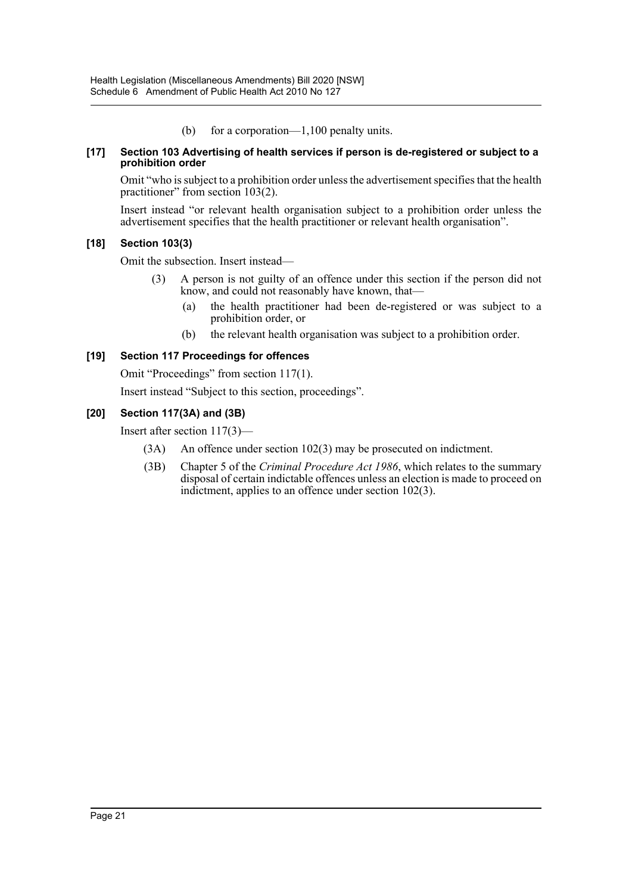(b) for a corporation—1,100 penalty units.

**[17] Section 103 Advertising of health services if person is de-registered or subject to a prohibition order**

Omit "who is subject to a prohibition order unless the advertisement specifies that the health practitioner" from section 103(2).

Insert instead "or relevant health organisation subject to a prohibition order unless the advertisement specifies that the health practitioner or relevant health organisation".

**[18] Section 103(3)**

Omit the subsection. Insert instead—

(3) A person is not guilty of an offence under this section if the person did not know, and could not reasonably have known, that—

(a) the health practitioner had been de-registered or was subject to a prohibition order, or

(b) the relevant health organisation was subject to a prohibition order.

**[19] Section 117 Proceedings for offences**

Omit "Proceedings" from section 117(1).

Insert instead "Subject to this section, proceedings".

**[20] Section 117(3A) and (3B)**

Insert after section 117(3)—

(3A) An offence under section 102(3) may be prosecuted on indictment.

(3B) Chapter 5 of the *Criminal Procedure Act 1986*, which relates to the summary disposal of certain indictable offences unless an election is made to proceed on indictment, applies to an offence under section 102(3).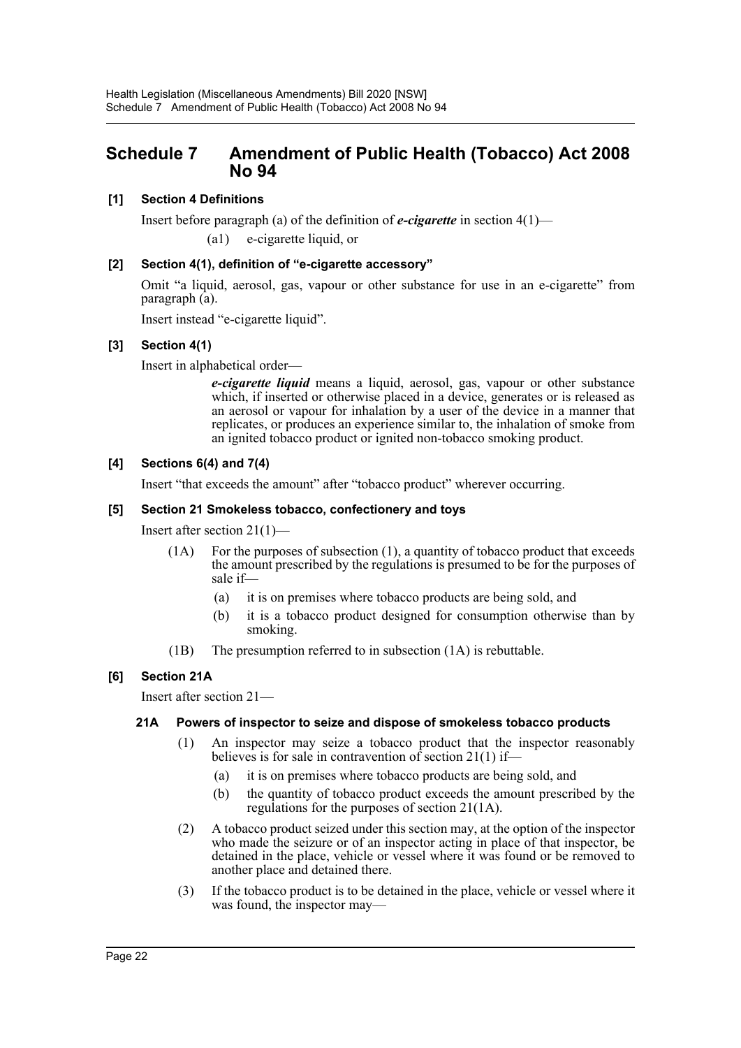# Schedule 7 Amendment of Public Health (Tobacco) Act 2008 No 94

**[1] Section 4 Definitions**

Insert before paragraph (a) of the definition of ***e-cigarette*** in section 4(1)—

(a1) e-cigarette liquid, or

**[2] Section 4(1), definition of "e-cigarette accessory"**

Omit "a liquid, aerosol, gas, vapour or other substance for use in an e-cigarette" from paragraph (a).

Insert instead "e-cigarette liquid".

**[3] Section 4(1)**

Insert in alphabetical order—

***e-cigarette liquid*** means a liquid, aerosol, gas, vapour or other substance which, if inserted or otherwise placed in a device, generates or is released as an aerosol or vapour for inhalation by a user of the device in a manner that replicates, or produces an experience similar to, the inhalation of smoke from an ignited tobacco product or ignited non-tobacco smoking product.

**[4] Sections 6(4) and 7(4)**

Insert "that exceeds the amount" after "tobacco product" wherever occurring.

**[5] Section 21 Smokeless tobacco, confectionery and toys**

Insert after section 21(1)—

(1A) For the purposes of subsection (1), a quantity of tobacco product that exceeds the amount prescribed by the regulations is presumed to be for the purposes of sale if—

(a) it is on premises where tobacco products are being sold, and

(b) it is a tobacco product designed for consumption otherwise than by smoking.

(1B) The presumption referred to in subsection (1A) is rebuttable.

**[6] Section 21A**

Insert after section 21—

**21A Powers of inspector to seize and dispose of smokeless tobacco products**

(1) An inspector may seize a tobacco product that the inspector reasonably believes is for sale in contravention of section 21(1) if—

(a) it is on premises where tobacco products are being sold, and

(b) the quantity of tobacco product exceeds the amount prescribed by the regulations for the purposes of section 21(1A).

(2) A tobacco product seized under this section may, at the option of the inspector who made the seizure or of an inspector acting in place of that inspector, be detained in the place, vehicle or vessel where it was found or be removed to another place and detained there.

(3) If the tobacco product is to be detained in the place, vehicle or vessel where it was found, the inspector may—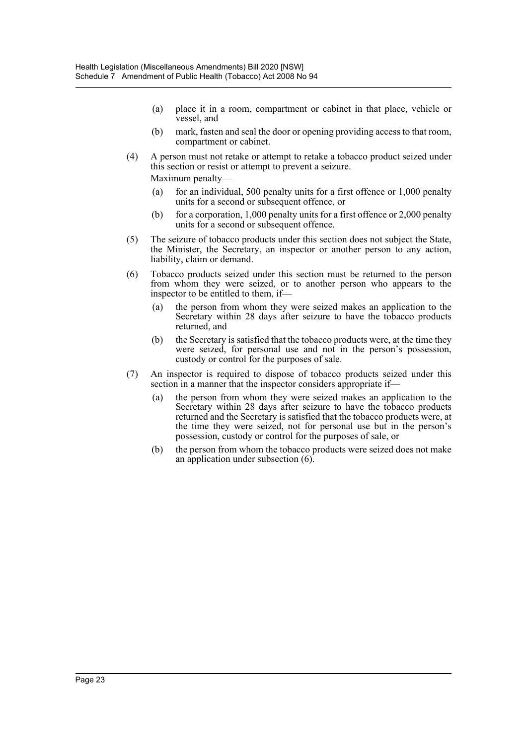(a) place it in a room, compartment or cabinet in that place, vehicle or vessel, and

(b) mark, fasten and seal the door or opening providing access to that room, compartment or cabinet.

(4) A person must not retake or attempt to retake a tobacco product seized under this section or resist or attempt to prevent a seizure.

Maximum penalty—

(a) for an individual, 500 penalty units for a first offence or 1,000 penalty units for a second or subsequent offence, or

(b) for a corporation, 1,000 penalty units for a first offence or 2,000 penalty units for a second or subsequent offence.

(5) The seizure of tobacco products under this section does not subject the State, the Minister, the Secretary, an inspector or another person to any action, liability, claim or demand.

(6) Tobacco products seized under this section must be returned to the person from whom they were seized, or to another person who appears to the inspector to be entitled to them, if—

(a) the person from whom they were seized makes an application to the Secretary within 28 days after seizure to have the tobacco products returned, and

(b) the Secretary is satisfied that the tobacco products were, at the time they were seized, for personal use and not in the person's possession, custody or control for the purposes of sale.

(7) An inspector is required to dispose of tobacco products seized under this section in a manner that the inspector considers appropriate if—

(a) the person from whom they were seized makes an application to the Secretary within 28 days after seizure to have the tobacco products returned and the Secretary is satisfied that the tobacco products were, at the time they were seized, not for personal use but in the person's possession, custody or control for the purposes of sale, or

(b) the person from whom the tobacco products were seized does not make an application under subsection (6).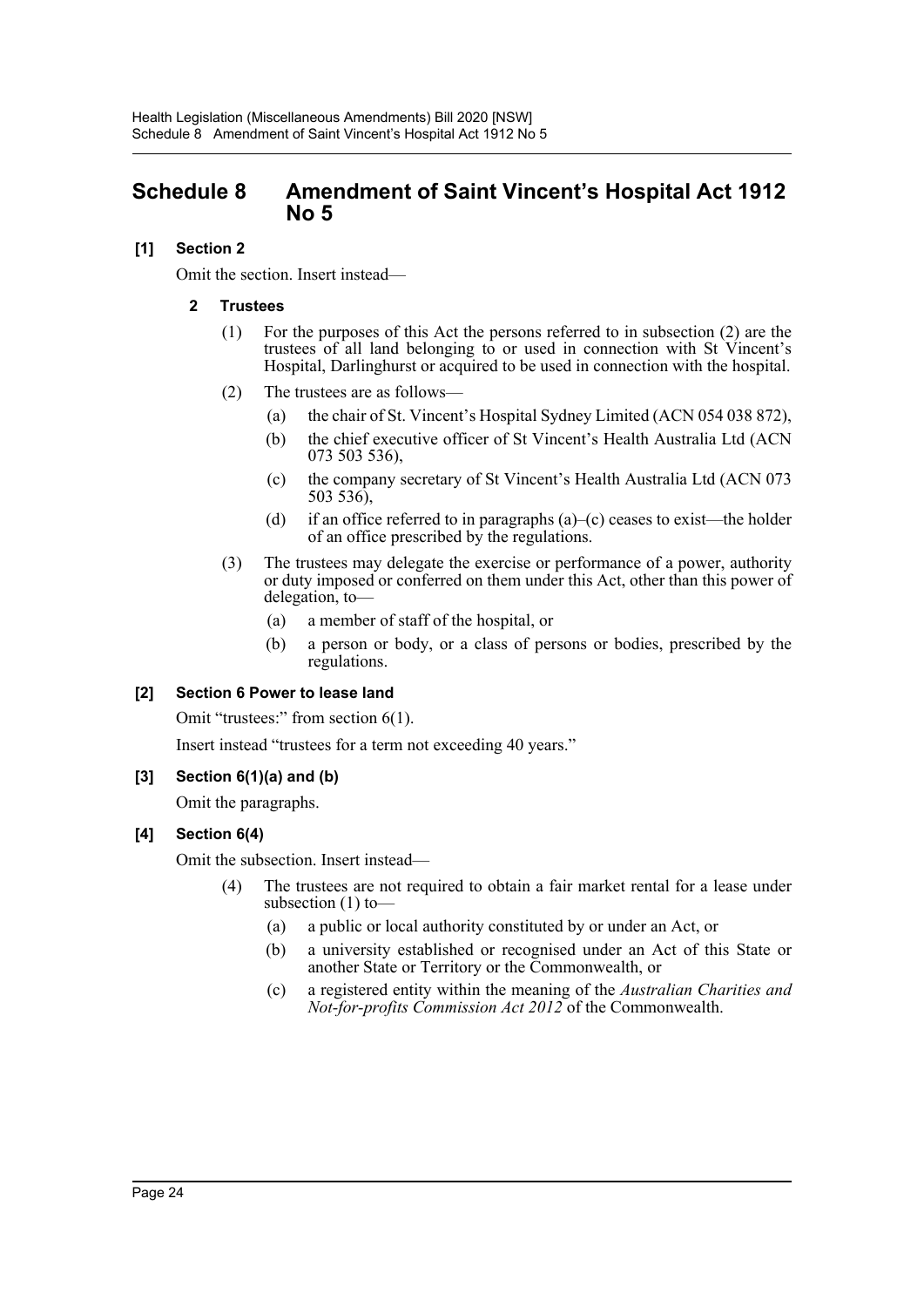# Schedule 8 Amendment of Saint Vincent's Hospital Act 1912 No 5

**[1] Section 2**

Omit the section. Insert instead—

**2 Trustees**

(1) For the purposes of this Act the persons referred to in subsection (2) are the trustees of all land belonging to or used in connection with St Vincent's Hospital, Darlinghurst or acquired to be used in connection with the hospital.

(2) The trustees are as follows—

(a) the chair of St. Vincent's Hospital Sydney Limited (ACN 054 038 872),

(b) the chief executive officer of St Vincent's Health Australia Ltd (ACN 073 503 536),

(c) the company secretary of St Vincent's Health Australia Ltd (ACN 073 503 536),

(d) if an office referred to in paragraphs (a)–(c) ceases to exist—the holder of an office prescribed by the regulations.

(3) The trustees may delegate the exercise or performance of a power, authority or duty imposed or conferred on them under this Act, other than this power of delegation, to—

(a) a member of staff of the hospital, or

(b) a person or body, or a class of persons or bodies, prescribed by the regulations.

**[2] Section 6 Power to lease land**

Omit "trustees:" from section 6(1).

Insert instead "trustees for a term not exceeding 40 years."

**[3] Section 6(1)(a) and (b)**

Omit the paragraphs.

**[4] Section 6(4)**

Omit the subsection. Insert instead—

(4) The trustees are not required to obtain a fair market rental for a lease under subsection (1) to—

(a) a public or local authority constituted by or under an Act, or

(b) a university established or recognised under an Act of this State or another State or Territory or the Commonwealth, or

(c) a registered entity within the meaning of the *Australian Charities and Not-for-profits Commission Act 2012* of the Commonwealth.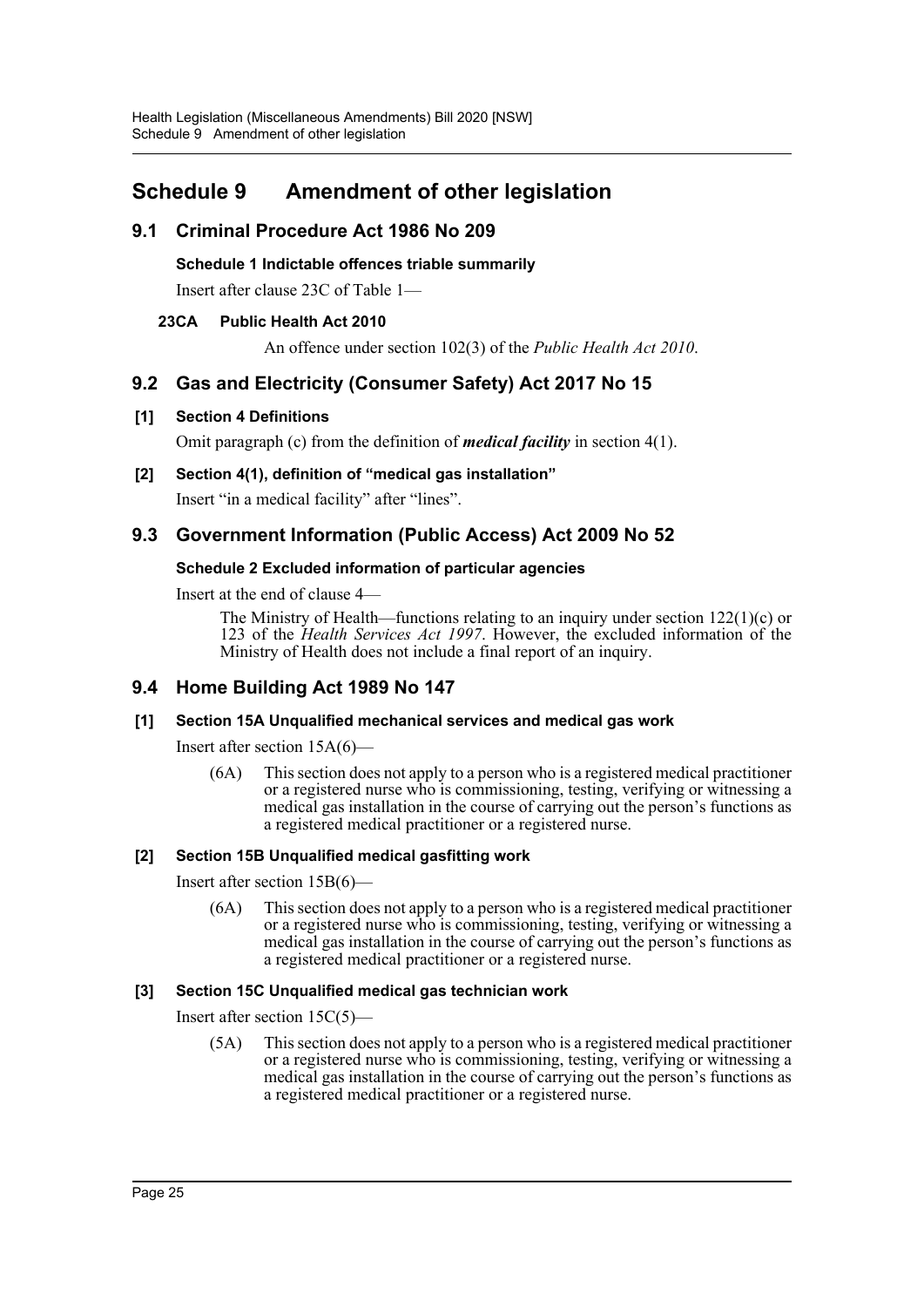# Schedule 9 Amendment of other legislation

## 9.1 Criminal Procedure Act 1986 No 209

### Schedule 1 Indictable offences triable summarily

Insert after clause 23C of Table 1—

**23CA Public Health Act 2010**

An offence under section 102(3) of the *Public Health Act 2010*.

## 9.2 Gas and Electricity (Consumer Safety) Act 2017 No 15

### [1] Section 4 Definitions

Omit paragraph (c) from the definition of ***medical facility*** in section 4(1).

### [2] Section 4(1), definition of "medical gas installation"

Insert "in a medical facility" after "lines".

## 9.3 Government Information (Public Access) Act 2009 No 52

### Schedule 2 Excluded information of particular agencies

Insert at the end of clause 4—

The Ministry of Health—functions relating to an inquiry under section 122(1)(c) or 123 of the *Health Services Act 1997*. However, the excluded information of the Ministry of Health does not include a final report of an inquiry.

## 9.4 Home Building Act 1989 No 147

### [1] Section 15A Unqualified mechanical services and medical gas work

Insert after section 15A(6)—

(6A) This section does not apply to a person who is a registered medical practitioner or a registered nurse who is commissioning, testing, verifying or witnessing a medical gas installation in the course of carrying out the person's functions as a registered medical practitioner or a registered nurse.

### [2] Section 15B Unqualified medical gasfitting work

Insert after section 15B(6)—

(6A) This section does not apply to a person who is a registered medical practitioner or a registered nurse who is commissioning, testing, verifying or witnessing a medical gas installation in the course of carrying out the person's functions as a registered medical practitioner or a registered nurse.

### [3] Section 15C Unqualified medical gas technician work

Insert after section 15C(5)—

(5A) This section does not apply to a person who is a registered medical practitioner or a registered nurse who is commissioning, testing, verifying or witnessing a medical gas installation in the course of carrying out the person's functions as a registered medical practitioner or a registered nurse.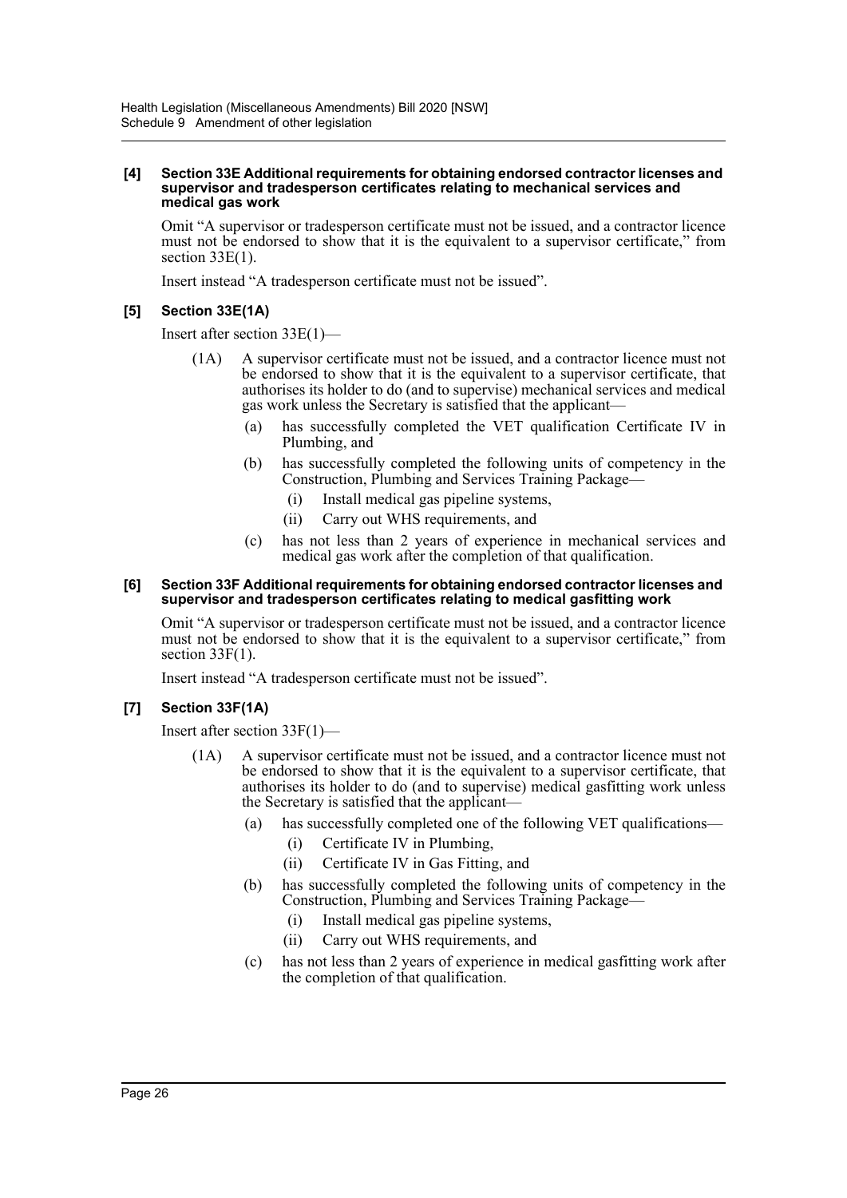**[4] Section 33E Additional requirements for obtaining endorsed contractor licenses and supervisor and tradesperson certificates relating to mechanical services and medical gas work**

Omit "A supervisor or tradesperson certificate must not be issued, and a contractor licence must not be endorsed to show that it is the equivalent to a supervisor certificate," from section 33E(1).

Insert instead "A tradesperson certificate must not be issued".

**[5] Section 33E(1A)**

Insert after section 33E(1)—

(1A) A supervisor certificate must not be issued, and a contractor licence must not be endorsed to show that it is the equivalent to a supervisor certificate, that authorises its holder to do (and to supervise) mechanical services and medical gas work unless the Secretary is satisfied that the applicant—

- (a) has successfully completed the VET qualification Certificate IV in Plumbing, and
- (b) has successfully completed the following units of competency in the Construction, Plumbing and Services Training Package—
  - (i) Install medical gas pipeline systems,
  - (ii) Carry out WHS requirements, and
- (c) has not less than 2 years of experience in mechanical services and medical gas work after the completion of that qualification.

**[6] Section 33F Additional requirements for obtaining endorsed contractor licenses and supervisor and tradesperson certificates relating to medical gasfitting work**

Omit "A supervisor or tradesperson certificate must not be issued, and a contractor licence must not be endorsed to show that it is the equivalent to a supervisor certificate," from section 33F(1).

Insert instead "A tradesperson certificate must not be issued".

**[7] Section 33F(1A)**

Insert after section 33F(1)—

(1A) A supervisor certificate must not be issued, and a contractor licence must not be endorsed to show that it is the equivalent to a supervisor certificate, that authorises its holder to do (and to supervise) medical gasfitting work unless the Secretary is satisfied that the applicant—

- (a) has successfully completed one of the following VET qualifications—
  - (i) Certificate IV in Plumbing,
  - (ii) Certificate IV in Gas Fitting, and
- (b) has successfully completed the following units of competency in the Construction, Plumbing and Services Training Package—
  - (i) Install medical gas pipeline systems,
  - (ii) Carry out WHS requirements, and
- (c) has not less than 2 years of experience in medical gasfitting work after the completion of that qualification.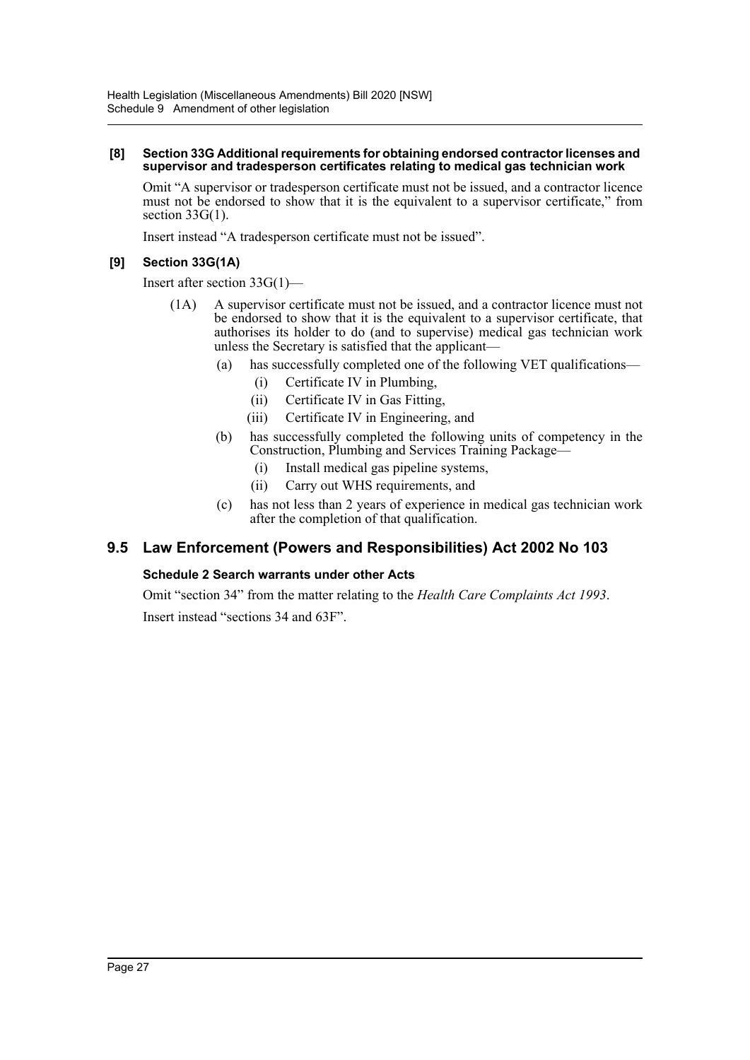**[8] Section 33G Additional requirements for obtaining endorsed contractor licenses and supervisor and tradesperson certificates relating to medical gas technician work**

Omit "A supervisor or tradesperson certificate must not be issued, and a contractor licence must not be endorsed to show that it is the equivalent to a supervisor certificate," from section 33G(1).

Insert instead "A tradesperson certificate must not be issued".

**[9] Section 33G(1A)**

Insert after section 33G(1)—

(1A) A supervisor certificate must not be issued, and a contractor licence must not be endorsed to show that it is the equivalent to a supervisor certificate, that authorises its holder to do (and to supervise) medical gas technician work unless the Secretary is satisfied that the applicant—

- (a) has successfully completed one of the following VET qualifications—
  - (i) Certificate IV in Plumbing,
  - (ii) Certificate IV in Gas Fitting,
  - (iii) Certificate IV in Engineering, and
- (b) has successfully completed the following units of competency in the Construction, Plumbing and Services Training Package—
  - (i) Install medical gas pipeline systems,
  - (ii) Carry out WHS requirements, and
- (c) has not less than 2 years of experience in medical gas technician work after the completion of that qualification.

## 9.5 Law Enforcement (Powers and Responsibilities) Act 2002 No 103

**Schedule 2 Search warrants under other Acts**

Omit "section 34" from the matter relating to the *Health Care Complaints Act 1993*.

Insert instead "sections 34 and 63F".